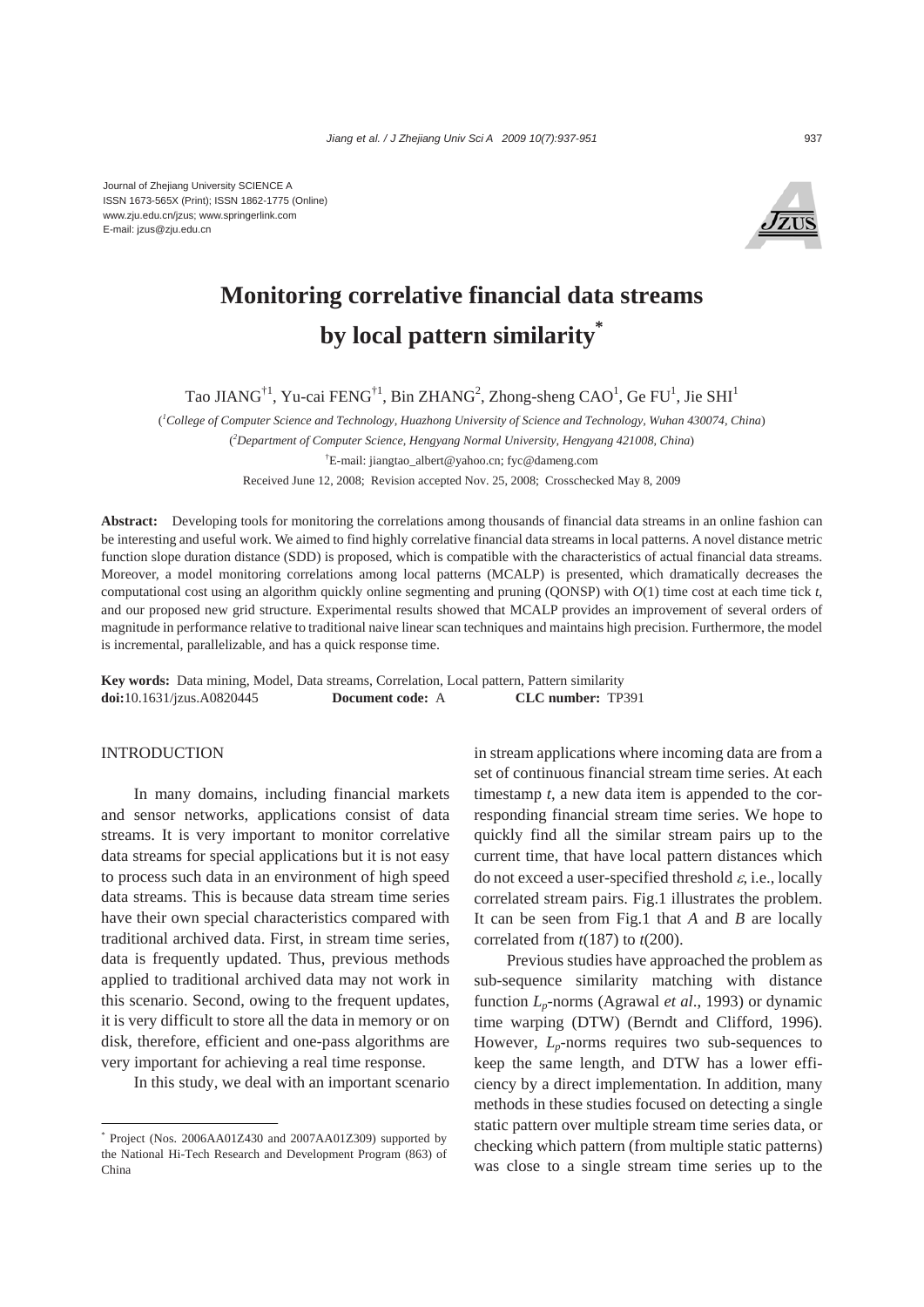Journal of Zhejiang University SCIENCE A
ISSN 1673-565X (Print); ISSN 1862-1775 (Online)
www.zju.edu.cn/jzus; www.springerlink.com
E-mail: jzus@zju.edu.cn

# Monitoring correlative financial data streams by local pattern similarity*

Tao JIANG[†1], Yu-cai FENG[†1], Bin ZHANG[2], Zhong-sheng CAO[1], Ge FU[1], Jie SHI[1]

([1]College of Computer Science and Technology, Huazhong University of Science and Technology, Wuhan 430074, China)

([2]Department of Computer Science, Hengyang Normal University, Hengyang 421008, China)

[†]E-mail: jiangtao_albert@yahoo.cn; fyc@dameng.com

Received June 12, 2008; Revision accepted Nov. 25, 2008; Crosschecked May 8, 2009

**Abstract:** Developing tools for monitoring the correlations among thousands of financial data streams in an online fashion can be interesting and useful work. We aimed to find highly correlative financial data streams in local patterns. A novel distance metric function slope duration distance (SDD) is proposed, which is compatible with the characteristics of actual financial data streams. Moreover, a model monitoring correlations among local patterns (MCALP) is presented, which dramatically decreases the computational cost using an algorithm quickly online segmenting and pruning (QONSP) with $O(1)$ time cost at each time tick $t$, and our proposed new grid structure. Experimental results showed that MCALP provides an improvement of several orders of magnitude in performance relative to traditional naive linear scan techniques and maintains high precision. Furthermore, the model is incremental, parallelizable, and has a quick response time.

**Key words:** Data mining, Model, Data streams, Correlation, Local pattern, Pattern similarity
**doi:**10.1631/jzus.A0820445 **Document code:** A **CLC number:** TP391

## INTRODUCTION

In many domains, including financial markets and sensor networks, applications consist of data streams. It is very important to monitor correlative data streams for special applications but it is not easy to process such data in an environment of high speed data streams. This is because data stream time series have their own special characteristics compared with traditional archived data. First, in stream time series, data is frequently updated. Thus, previous methods applied to traditional archived data may not work in this scenario. Second, owing to the frequent updates, it is very difficult to store all the data in memory or on disk, therefore, efficient and one-pass algorithms are very important for achieving a real time response.

In this study, we deal with an important scenario in stream applications where incoming data are from a set of continuous financial stream time series. At each timestamp $t$, a new data item is appended to the corresponding financial stream time series. We hope to quickly find all the similar stream pairs up to the current time, that have local pattern distances which do not exceed a user-specified threshold $\varepsilon$, i.e., locally correlated stream pairs. Fig.1 illustrates the problem. It can be seen from Fig.1 that $A$ and $B$ are locally correlated from $t(187)$ to $t(200)$.

Previous studies have approached the problem as sub-sequence similarity matching with distance function $L_p$-norms (Agrawal *et al*., 1993) or dynamic time warping (DTW) (Berndt and Clifford, 1996). However, $L_p$-norms requires two sub-sequences to keep the same length, and DTW has a lower efficiency by a direct implementation. In addition, many methods in these studies focused on detecting a single static pattern over multiple stream time series data, or checking which pattern (from multiple static patterns) was close to a single stream time series up to the

---

\* Project (Nos. 2006AA01Z430 and 2007AA01Z309) supported by the National Hi-Tech Research and Development Program (863) of China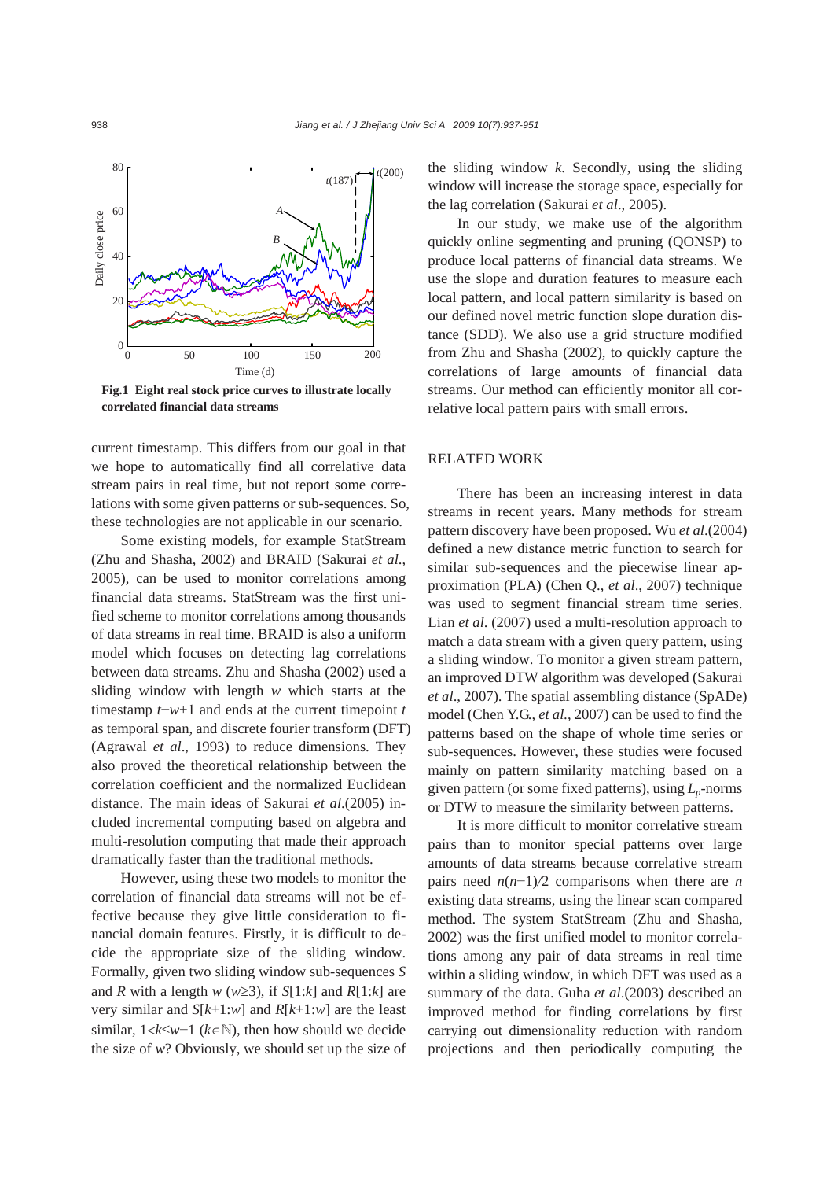80

60

40

20

0

Daily close price

0 50 100 150 200

Time (d)

A

B

t(187)

t(200)

**Fig.1 Eight real stock price curves to illustrate locally correlated financial data streams**

current timestamp. This differs from our goal in that we hope to automatically find all correlative data stream pairs in real time, but not report some correlations with some given patterns or sub-sequences. So, these technologies are not applicable in our scenario.

Some existing models, for example StatStream (Zhu and Shasha, 2002) and BRAID (Sakurai *et al*., 2005), can be used to monitor correlations among financial data streams. StatStream was the first unified scheme to monitor correlations among thousands of data streams in real time. BRAID is also a uniform model which focuses on detecting lag correlations between data streams. Zhu and Shasha (2002) used a sliding window with length $w$ which starts at the timestamp $t-w+1$ and ends at the current timepoint $t$ as temporal span, and discrete fourier transform (DFT) (Agrawal *et al*., 1993) to reduce dimensions. They also proved the theoretical relationship between the correlation coefficient and the normalized Euclidean distance. The main ideas of Sakurai *et al*.(2005) included incremental computing based on algebra and multi-resolution computing that made their approach dramatically faster than the traditional methods.

However, using these two models to monitor the correlation of financial data streams will not be effective because they give little consideration to financial domain features. Firstly, it is difficult to decide the appropriate size of the sliding window. Formally, given two sliding window sub-sequences $S$ and $R$ with a length $w$ ($w\geq3$), if $S[1{:}k]$ and $R[1{:}k]$ are very similar and $S[k+1{:}w]$ and $R[k+1{:}w]$ are the least similar, $1<k\leq w-1$ ($k\in\mathbb{N}$), then how should we decide the size of $w$? Obviously, we should set up the size of the sliding window $k$. Secondly, using the sliding window will increase the storage space, especially for the lag correlation (Sakurai *et al*., 2005).

In our study, we make use of the algorithm quickly online segmenting and pruning (QONSP) to produce local patterns of financial data streams. We use the slope and duration features to measure each local pattern, and local pattern similarity is based on our defined novel metric function slope duration distance (SDD). We also use a grid structure modified from Zhu and Shasha (2002), to quickly capture the correlations of large amounts of financial data streams. Our method can efficiently monitor all correlative local pattern pairs with small errors.

## RELATED WORK

There has been an increasing interest in data streams in recent years. Many methods for stream pattern discovery have been proposed. Wu *et al*.(2004) defined a new distance metric function to search for similar sub-sequences and the piecewise linear approximation (PLA) (Chen Q., *et al*., 2007) technique was used to segment financial stream time series. Lian *et al*. (2007) used a multi-resolution approach to match a data stream with a given query pattern, using a sliding window. To monitor a given stream pattern, an improved DTW algorithm was developed (Sakurai *et al*., 2007). The spatial assembling distance (SpADe) model (Chen Y.G., *et al*., 2007) can be used to find the patterns based on the shape of whole time series or sub-sequences. However, these studies were focused mainly on pattern similarity matching based on a given pattern (or some fixed patterns), using $L_p$-norms or DTW to measure the similarity between patterns.

It is more difficult to monitor correlative stream pairs than to monitor special patterns over large amounts of data streams because correlative stream pairs need $n(n-1)/2$ comparisons when there are $n$ existing data streams, using the linear scan compared method. The system StatStream (Zhu and Shasha, 2002) was the first unified model to monitor correlations among any pair of data streams in real time within a sliding window, in which DFT was used as a summary of the data. Guha *et al*.(2003) described an improved method for finding correlations by first carrying out dimensionality reduction with random projections and then periodically computing the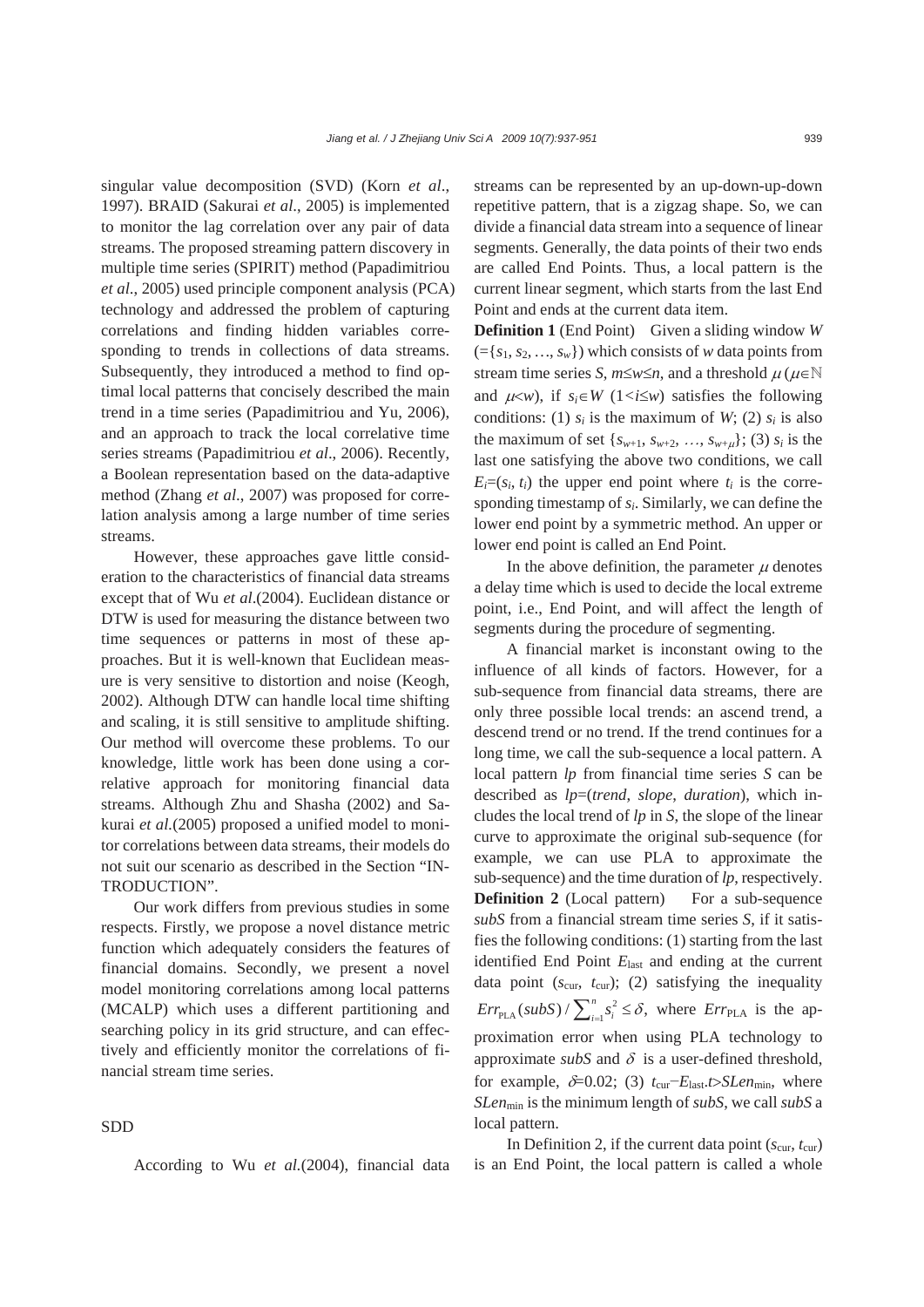singular value decomposition (SVD) (Korn *et al*., 1997). BRAID (Sakurai *et al*., 2005) is implemented to monitor the lag correlation over any pair of data streams. The proposed streaming pattern discovery in multiple time series (SPIRIT) method (Papadimitriou *et al*., 2005) used principle component analysis (PCA) technology and addressed the problem of capturing correlations and finding hidden variables corresponding to trends in collections of data streams. Subsequently, they introduced a method to find optimal local patterns that concisely described the main trend in a time series (Papadimitriou and Yu, 2006), and an approach to track the local correlative time series streams (Papadimitriou *et al*., 2006). Recently, a Boolean representation based on the data-adaptive method (Zhang *et al*., 2007) was proposed for correlation analysis among a large number of time series streams.

However, these approaches gave little consideration to the characteristics of financial data streams except that of Wu *et al*.(2004). Euclidean distance or DTW is used for measuring the distance between two time sequences or patterns in most of these approaches. But it is well-known that Euclidean measure is very sensitive to distortion and noise (Keogh, 2002). Although DTW can handle local time shifting and scaling, it is still sensitive to amplitude shifting. Our method will overcome these problems. To our knowledge, little work has been done using a correlative approach for monitoring financial data streams. Although Zhu and Shasha (2002) and Sakurai *et al*.(2005) proposed a unified model to monitor correlations between data streams, their models do not suit our scenario as described in the Section "INTRODUCTION".

Our work differs from previous studies in some respects. Firstly, we propose a novel distance metric function which adequately considers the features of financial domains. Secondly, we present a novel model monitoring correlations among local patterns (MCALP) which uses a different partitioning and searching policy in its grid structure, and can effectively and efficiently monitor the correlations of financial stream time series.

## SDD

According to Wu *et al*.(2004), financial data streams can be represented by an up-down-up-down repetitive pattern, that is a zigzag shape. So, we can divide a financial data stream into a sequence of linear segments. Generally, the data points of their two ends are called End Points. Thus, a local pattern is the current linear segment, which starts from the last End Point and ends at the current data item.

**Definition 1** (End Point) Given a sliding window $W$ $(=\{s_1, s_2, \ldots, s_w\})$ which consists of $w$ data points from stream time series $S$, $m \le w \le n$, and a threshold $\mu$ ($\mu \in \mathbb{N}$ and $\mu < w$), if $s_i \in W$ $(1<i \le w)$ satisfies the following conditions: (1) $s_i$ is the maximum of $W$; (2) $s_i$ is also the maximum of set $\{s_{w+1}, s_{w+2}, \ldots, s_{w+\mu}\}$; (3) $s_i$ is the last one satisfying the above two conditions, we call $E_i=(s_i, t_i)$ the upper end point where $t_i$ is the corresponding timestamp of $s_i$. Similarly, we can define the lower end point by a symmetric method. An upper or lower end point is called an End Point.

In the above definition, the parameter $\mu$ denotes a delay time which is used to decide the local extreme point, i.e., End Point, and will affect the length of segments during the procedure of segmenting.

A financial market is inconstant owing to the influence of all kinds of factors. However, for a sub-sequence from financial data streams, there are only three possible local trends: an ascend trend, a descend trend or no trend. If the trend continues for a long time, we call the sub-sequence a local pattern. A local pattern $lp$ from financial time series $S$ can be described as $lp=(trend, slope, duration)$, which includes the local trend of $lp$ in $S$, the slope of the linear curve to approximate the original sub-sequence (for example, we can use PLA to approximate the sub-sequence) and the time duration of $lp$, respectively.

**Definition 2** (Local pattern) For a sub-sequence $subS$ from a financial stream time series $S$, if it satisfies the following conditions: (1) starting from the last identified End Point $E_{\text{last}}$ and ending at the current data point $(s_{\text{cur}}, t_{\text{cur}})$; (2) satisfying the inequality $Err_{\text{PLA}}(subS)/\sum_{i=1}^{n} s_i^2 \le \delta$, where $Err_{\text{PLA}}$ is the approximation error when using PLA technology to approximate $subS$ and $\delta$ is a user-defined threshold, for example, $\delta=0.02$; (3) $t_{\text{cur}}-E_{\text{last}}.t>SLen_{\min}$, where $SLen_{\min}$ is the minimum length of $subS$, we call $subS$ a local pattern.

In Definition 2, if the current data point $(s_{\text{cur}}, t_{\text{cur}})$ is an End Point, the local pattern is called a whole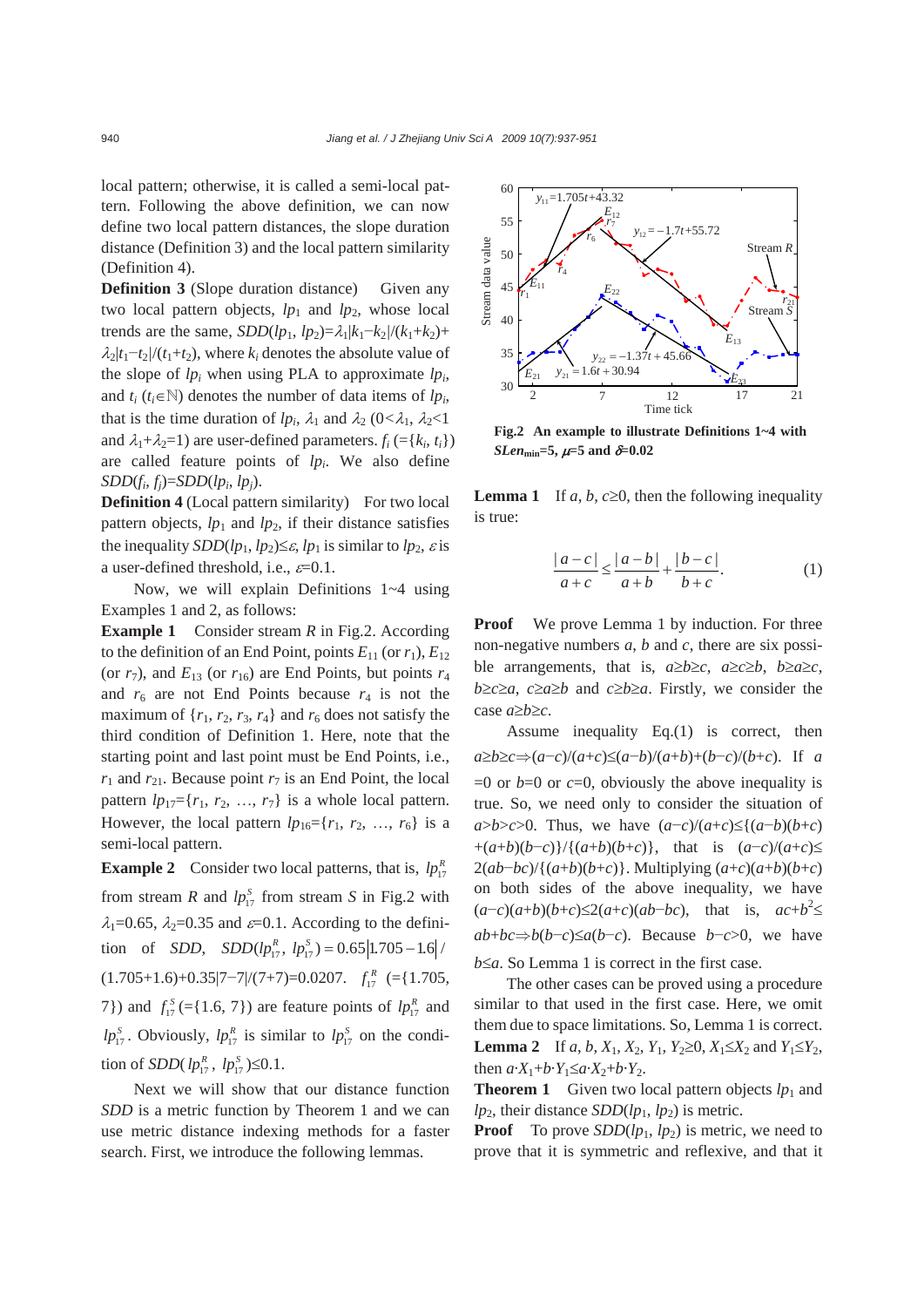local pattern; otherwise, it is called a semi-local pattern. Following the above definition, we can now define two local pattern distances, the slope duration distance (Definition 3) and the local pattern similarity (Definition 4).

**Definition 3** (Slope duration distance) Given any two local pattern objects, $lp_1$ and $lp_2$, whose local trends are the same, $SDD(lp_1, lp_2)=\lambda_1|k_1-k_2|/(k_1+k_2)+\lambda_2|t_1-t_2|/(t_1+t_2)$, where $k_i$ denotes the absolute value of the slope of $lp_i$ when using PLA to approximate $lp_i$, and $t_i$ ($t_i\in\mathbb{N}$) denotes the number of data items of $lp_i$, that is the time duration of $lp_i$, $\lambda_1$ and $\lambda_2$ ($0<\lambda_1$, $\lambda_2<1$ and $\lambda_1+\lambda_2=1$) are user-defined parameters. $f_i$ (=$\{k_i, t_i\}$) are called feature points of $lp_i$. We also define $SDD(f_i, f_j)=SDD(lp_i, lp_j)$.

**Definition 4** (Local pattern similarity) For two local pattern objects, $lp_1$ and $lp_2$, if their distance satisfies the inequality $SDD(lp_1, lp_2)\leq\varepsilon$, $lp_1$ is similar to $lp_2$, $\varepsilon$ is a user-defined threshold, i.e., $\varepsilon$=0.1.

Now, we will explain Definitions 1~4 using Examples 1 and 2, as follows:

**Example 1** Consider stream $R$ in Fig.2. According to the definition of an End Point, points $E_{11}$ (or $r_1$), $E_{12}$ (or $r_7$), and $E_{13}$ (or $r_{16}$) are End Points, but points $r_4$ and $r_6$ are not End Points because $r_4$ is not the maximum of $\{r_1, r_2, r_3, r_4\}$ and $r_6$ does not satisfy the third condition of Definition 1. Here, note that the starting point and last point must be End Points, i.e., $r_1$ and $r_{21}$. Because point $r_7$ is an End Point, the local pattern $lp_{17}=\{r_1, r_2, \ldots, r_7\}$ is a whole local pattern. However, the local pattern $lp_{16}=\{r_1, r_2, \ldots, r_6\}$ is a semi-local pattern.

**Example 2** Consider two local patterns, that is, $lp_{17}^R$ from stream $R$ and $lp_{17}^S$ from stream $S$ in Fig.2 with $\lambda_1$=0.65, $\lambda_2$=0.35 and $\varepsilon$=0.1. According to the definition of $SDD$, $SDD(lp_{17}^R, lp_{17}^S)=0.65|1.705-1.6|/(1.705+1.6)+0.35|7-7|/(7+7)=0.0207$. $f_{17}^R$ (=$\{1.705, 7\}$) and $f_{17}^S$ (=$\{1.6, 7\}$) are feature points of $lp_{17}^R$ and $lp_{17}^S$. Obviously, $lp_{17}^R$ is similar to $lp_{17}^S$ on the condition of $SDD(lp_{17}^R, lp_{17}^S)\leq0.1$.

Next we will show that our distance function $SDD$ is a metric function by Theorem 1 and we can use metric distance indexing methods for a faster search. First, we introduce the following lemmas.

60
55
50
45
40
35
30
Stream data value
2
7
12
17
21
Time tick
$y_{11}$=1.705$t$+43.32
$E_{12}$
$r_7$
$r_6$
$r_4$
$E_{11}$
$r_1$
$y_{12}$=−1.7$t$+55.72
Stream $R$
Stream $S$
$r_{21}$
$E_{22}$
$E_{13}$
$y_{22}$=−1.37$t$+45.66
$E_{21}$
$y_{21}$=1.6$t$+30.94
$E_{23}$

**Fig.2 An example to illustrate Definitions 1~4 with $SLen_{\min}$=5, $\mu$=5 and $\delta$=0.02**

**Lemma 1** If $a$, $b$, $c\geq0$, then the following inequality is true:

$$\frac{|a-c|}{a+c}\leq\frac{|a-b|}{a+b}+\frac{|b-c|}{b+c}. \tag{1}$$

**Proof** We prove Lemma 1 by induction. For three non-negative numbers $a$, $b$ and $c$, there are six possible arrangements, that is, $a\geq b\geq c$, $a\geq c\geq b$, $b\geq a\geq c$, $b\geq c\geq a$, $c\geq a\geq b$ and $c\geq b\geq a$. Firstly, we consider the case $a\geq b\geq c$.

Assume inequality Eq.(1) is correct, then $a\geq b\geq c\Rightarrow(a-c)/(a+c)\leq(a-b)/(a+b)+(b-c)/(b+c)$. If $a$=0 or $b$=0 or $c$=0, obviously the above inequality is true. So, we need only to consider the situation of $a>b>c>0$. Thus, we have $(a-c)/(a+c)\leq\{(a-b)(b+c)+(a+b)(b-c)\}/\{(a+b)(b+c)\}$, that is $(a-c)/(a+c)\leq 2(ab-bc)/\{(a+b)(b+c)\}$. Multiplying $(a+c)(a+b)(b+c)$ on both sides of the above inequality, we have $(a-c)(a+b)(b+c)\leq2(a+c)(ab-bc)$, that is, $ac+b^2\leq ab+bc\Rightarrow b(b-c)\leq a(b-c)$. Because $b-c>0$, we have $b\leq a$. So Lemma 1 is correct in the first case.

The other cases can be proved using a procedure similar to that used in the first case. Here, we omit them due to space limitations. So, Lemma 1 is correct.

**Lemma 2** If $a$, $b$, $X_1$, $X_2$, $Y_1$, $Y_2\geq0$, $X_1\leq X_2$ and $Y_1\leq Y_2$, then $a\cdot X_1+b\cdot Y_1\leq a\cdot X_2+b\cdot Y_2$.

**Theorem 1** Given two local pattern objects $lp_1$ and $lp_2$, their distance $SDD(lp_1, lp_2)$ is metric.

**Proof** To prove $SDD(lp_1, lp_2)$ is metric, we need to prove that it is symmetric and reflexive, and that it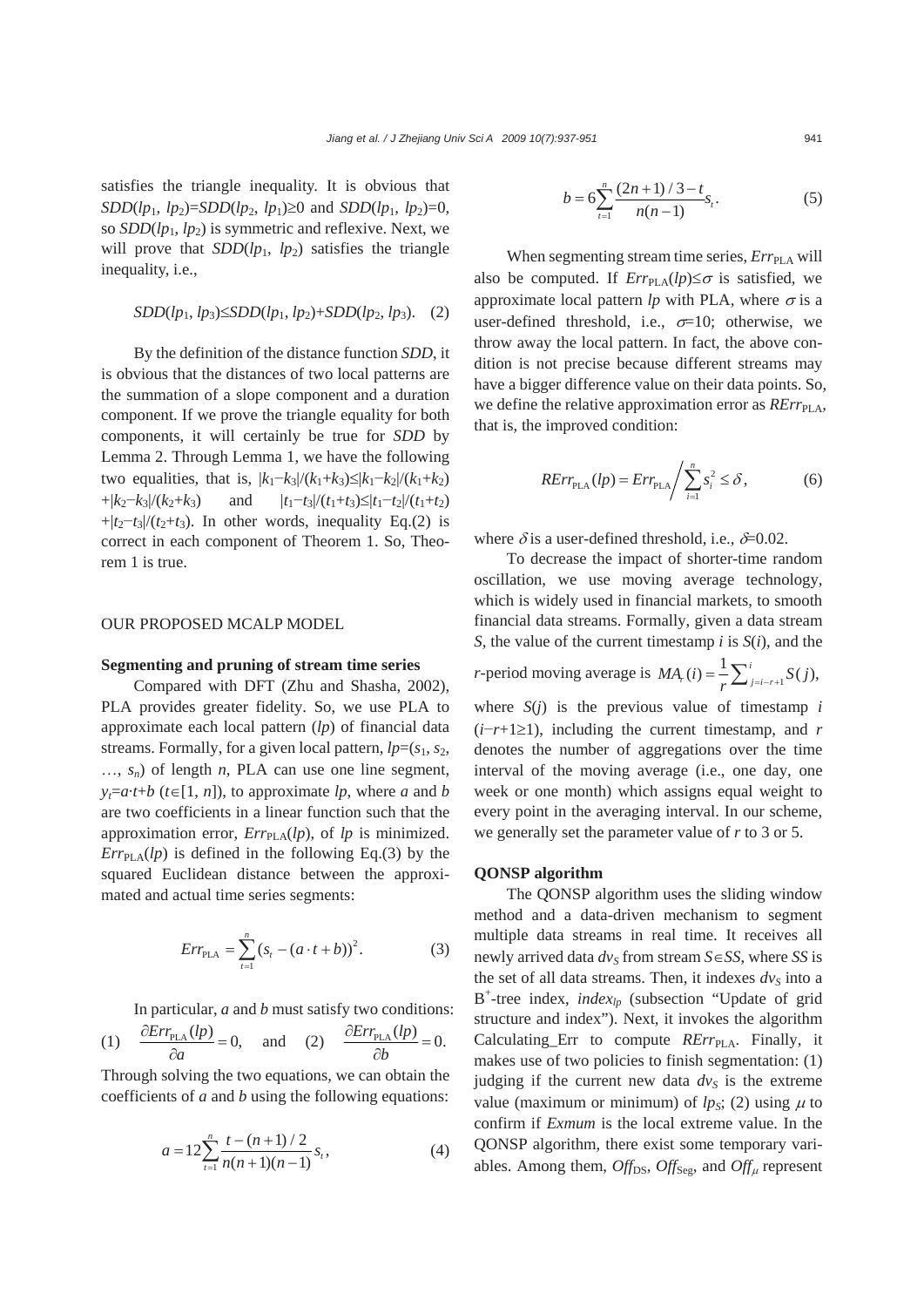satisfies the triangle inequality. It is obvious that $SDD(lp_1, lp_2)=SDD(lp_2, lp_1)\geq 0$ and $SDD(lp_1, lp_2)=0$, so $SDD(lp_1, lp_2)$ is symmetric and reflexive. Next, we will prove that $SDD(lp_1, lp_2)$ satisfies the triangle inequality, i.e.,

$$SDD(lp_1, lp_3)\leq SDD(lp_1, lp_2)+SDD(lp_2, lp_3). \quad (2)$$

By the definition of the distance function *SDD*, it is obvious that the distances of two local patterns are the summation of a slope component and a duration component. If we prove the triangle equality for both components, it will certainly be true for *SDD* by Lemma 2. Through Lemma 1, we have the following two equalities, that is, $|k_1-k_3|/(k_1+k_3)\leq|k_1-k_2|/(k_1+k_2)+|k_2-k_3|/(k_2+k_3)$ and $|t_1-t_3|/(t_1+t_3)\leq|t_1-t_2|/(t_1+t_2)+|t_2-t_3|/(t_2+t_3)$. In other words, inequality Eq.(2) is correct in each component of Theorem 1. So, Theorem 1 is true.

## OUR PROPOSED MCALP MODEL

### Segmenting and pruning of stream time series

Compared with DFT (Zhu and Shasha, 2002), PLA provides greater fidelity. So, we use PLA to approximate each local pattern ($lp$) of financial data streams. Formally, for a given local pattern, $lp=(s_1, s_2, \ldots, s_n)$ of length $n$, PLA can use one line segment, $y_t=a\cdot t+b$ ($t\in[1, n]$), to approximate $lp$, where $a$ and $b$ are two coefficients in a linear function such that the approximation error, $Err_{\text{PLA}}(lp)$, of $lp$ is minimized. $Err_{\text{PLA}}(lp)$ is defined in the following Eq.(3) by the squared Euclidean distance between the approximated and actual time series segments:

$$Err_{\text{PLA}}=\sum_{t=1}^{n}(s_t-(a\cdot t+b))^2. \quad (3)$$

In particular, $a$ and $b$ must satisfy two conditions: (1) $\dfrac{\partial Err_{\text{PLA}}(lp)}{\partial a}=0$, and (2) $\dfrac{\partial Err_{\text{PLA}}(lp)}{\partial b}=0$. Through solving the two equations, we can obtain the coefficients of $a$ and $b$ using the following equations:

$$a=12\sum_{t=1}^{n}\frac{t-(n+1)/2}{n(n+1)(n-1)}s_t, \quad (4)$$

$$b=6\sum_{t=1}^{n}\frac{(2n+1)/3-t}{n(n-1)}s_t. \quad (5)$$

When segmenting stream time series, $Err_{\text{PLA}}$ will also be computed. If $Err_{\text{PLA}}(lp)\leq\sigma$ is satisfied, we approximate local pattern $lp$ with PLA, where $\sigma$ is a user-defined threshold, i.e., $\sigma$=10; otherwise, we throw away the local pattern. In fact, the above condition is not precise because different streams may have a bigger difference value on their data points. So, we define the relative approximation error as $RErr_{\text{PLA}}$, that is, the improved condition:

$$RErr_{\text{PLA}}(lp)=Err_{\text{PLA}}\Big/\sum_{i=1}^{n}s_i^2\leq\delta, \quad (6)$$

where $\delta$ is a user-defined threshold, i.e., $\delta$=0.02.

To decrease the impact of shorter-time random oscillation, we use moving average technology, which is widely used in financial markets, to smooth financial data streams. Formally, given a data stream $S$, the value of the current timestamp $i$ is $S(i)$, and the $r$-period moving average is $MA_r(i)=\dfrac{1}{r}\sum_{j=i-r+1}^{i}S(j)$, where $S(j)$ is the previous value of timestamp $i$ ($i-r+1\geq 1$), including the current timestamp, and $r$ denotes the number of aggregations over the time interval of the moving average (i.e., one day, one week or one month) which assigns equal weight to every point in the averaging interval. In our scheme, we generally set the parameter value of $r$ to 3 or 5.

### QONSP algorithm

The QONSP algorithm uses the sliding window method and a data-driven mechanism to segment multiple data streams in real time. It receives all newly arrived data $dv_S$ from stream $S\in SS$, where $SS$ is the set of all data streams. Then, it indexes $dv_S$ into a B$^+$-tree index, $index_{lp}$ (subsection "Update of grid structure and index"). Next, it invokes the algorithm Calculating_Err to compute $RErr_{\text{PLA}}$. Finally, it makes use of two policies to finish segmentation: (1) judging if the current new data $dv_S$ is the extreme value (maximum or minimum) of $lp_S$; (2) using $\mu$ to confirm if *Exmum* is the local extreme value. In the QONSP algorithm, there exist some temporary variables. Among them, $Off_{\text{DS}}$, $Off_{\text{Seg}}$, and $Off_{\mu}$ represent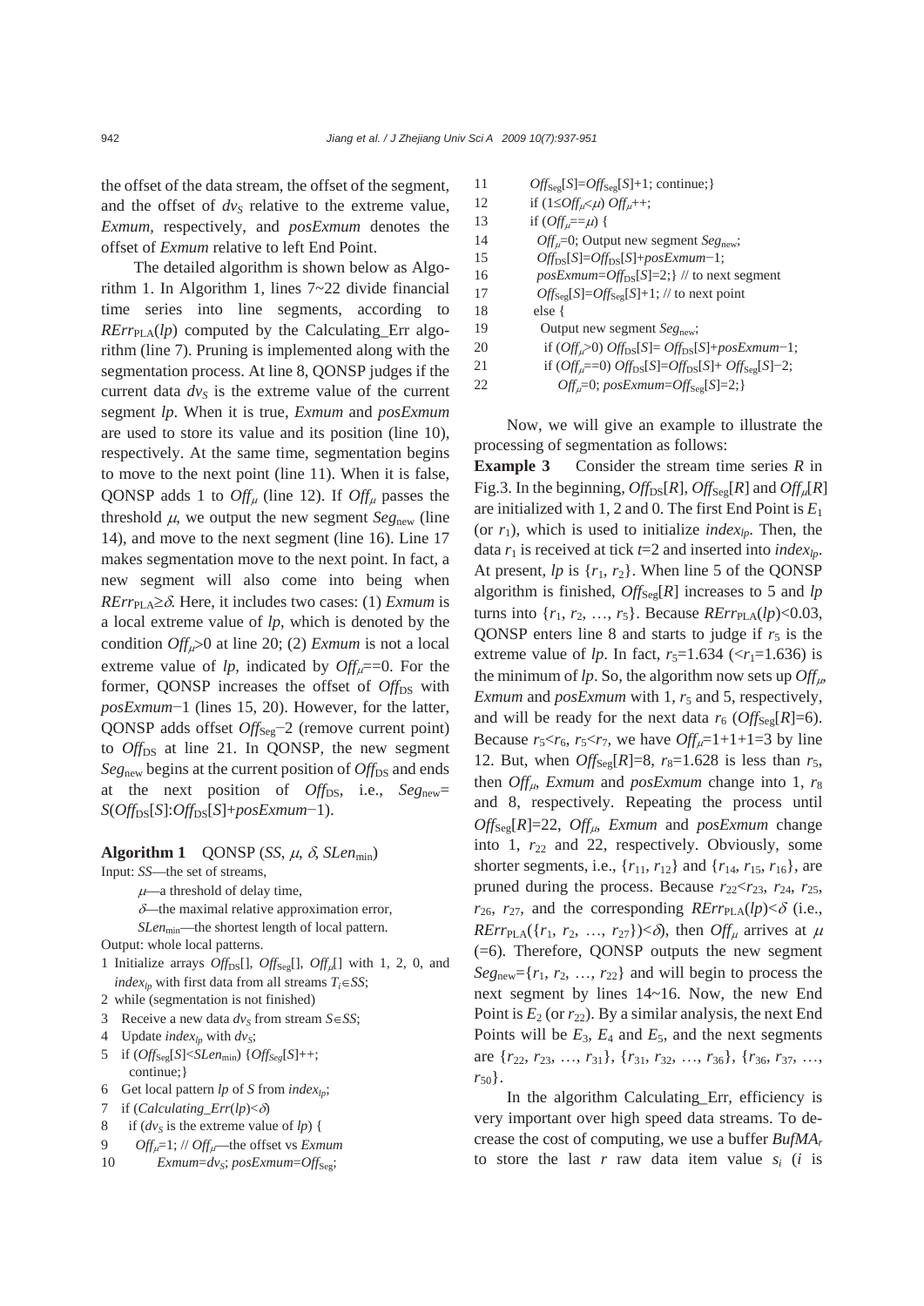the offset of the data stream, the offset of the segment, and the offset of $dv_S$ relative to the extreme value, *Exmum*, respectively, and *posExmum* denotes the offset of *Exmum* relative to left End Point.

The detailed algorithm is shown below as Algorithm 1. In Algorithm 1, lines 7~22 divide financial time series into line segments, according to $RErr_{\text{PLA}}(lp)$ computed by the Calculating_Err algorithm (line 7). Pruning is implemented along with the segmentation process. At line 8, QONSP judges if the current data $dv_S$ is the extreme value of the current segment $lp$. When it is true, *Exmum* and *posExmum* are used to store its value and its position (line 10), respectively. At the same time, segmentation begins to move to the next point (line 11). When it is false, QONSP adds 1 to $Off_\mu$ (line 12). If $Off_\mu$ passes the threshold $\mu$, we output the new segment $Seg_{\text{new}}$ (line 14), and move to the next segment (line 16). Line 17 makes segmentation move to the next point. In fact, a new segment will also come into being when $RErr_{\text{PLA}}\geq\delta$. Here, it includes two cases: (1) *Exmum* is a local extreme value of $lp$, which is denoted by the condition $Off_\mu>0$ at line 20; (2) *Exmum* is not a local extreme value of $lp$, indicated by $Off_\mu==0$. For the former, QONSP increases the offset of $Off_{\text{DS}}$ with *posExmum*−1 (lines 15, 20). However, for the latter, QONSP adds offset $Off_{\text{Seg}}-2$ (remove current point) to $Off_{\text{DS}}$ at line 21. In QONSP, the new segment $Seg_{\text{new}}$ begins at the current position of $Off_{\text{DS}}$ and ends at the next position of $Off_{\text{DS}}$, i.e., $Seg_{\text{new}}=S(Off_{\text{DS}}[S]:Off_{\text{DS}}[S]+posExmum-1)$.

**Algorithm 1** QONSP ($SS$, $\mu$, $\delta$, $SLen_{\min}$)

Input: $SS$—the set of streams,
$\mu$—a threshold of delay time,
$\delta$—the maximal relative approximation error,
$SLen_{\min}$—the shortest length of local pattern.
Output: whole local patterns.

```
1  Initialize arrays Off_DS[], Off_Seg[], Off_μ[] with 1, 2, 0, and
   index_lp with first data from all streams T_i∈SS;
2  while (segmentation is not finished)
3    Receive a new data dv_S from stream S∈SS;
4    Update index_lp with dv_S;
5    if (Off_Seg[S]<SLen_min) {Off_Seg[S]++;
       continue;}
6    Get local pattern lp of S from index_lp;
7    if (Calculating_Err(lp)<δ)
8      if (dv_S is the extreme value of lp) {
9        Off_μ=1; // Off_μ—the offset vs Exmum
10       Exmum=dv_S; posExmum=Off_Seg;
11       Off_Seg[S]=Off_Seg[S]+1; continue;}
12     if (1≤Off_μ<μ) Off_μ++;
13     if (Off_μ==μ) {
14       Off_μ=0; Output new segment Seg_new;
15       Off_DS[S]=Off_DS[S]+posExmum−1;
16       posExmum=Off_DS[S]=2;} // to next segment
17     Off_Seg[S]=Off_Seg[S]+1; // to next point
18   else {
19     Output new segment Seg_new;
20     if (Off_μ>0) Off_DS[S]=Off_DS[S]+posExmum−1;
21     if (Off_μ==0) Off_DS[S]=Off_DS[S]+ Off_Seg[S]−2;
22       Off_μ=0; posExmum=Off_Seg[S]=2;}
```

Now, we will give an example to illustrate the processing of segmentation as follows:

**Example 3** Consider the stream time series $R$ in Fig.3. In the beginning, $Off_{\text{DS}}[R]$, $Off_{\text{Seg}}[R]$ and $Off_\mu[R]$ are initialized with 1, 2 and 0. The first End Point is $E_1$ (or $r_1$), which is used to initialize $index_{lp}$. Then, the data $r_1$ is received at tick $t$=2 and inserted into $index_{lp}$. At present, $lp$ is $\{r_1, r_2\}$. When line 5 of the QONSP algorithm is finished, $Off_{\text{Seg}}[R]$ increases to 5 and $lp$ turns into $\{r_1, r_2, \ldots, r_5\}$. Because $RErr_{\text{PLA}}(lp)<0.03$, QONSP enters line 8 and starts to judge if $r_5$ is the extreme value of $lp$. In fact, $r_5$=1.634 ($<r_1$=1.636) is the minimum of $lp$. So, the algorithm now sets up $Off_\mu$, *Exmum* and *posExmum* with 1, $r_5$ and 5, respectively, and will be ready for the next data $r_6$ ($Off_{\text{Seg}}[R]$=6). Because $r_5<r_6$, $r_5<r_7$, we have $Off_\mu$=1+1+1=3 by line 12. But, when $Off_{\text{Seg}}[R]$=8, $r_8$=1.628 is less than $r_5$, then $Off_\mu$, *Exmum* and *posExmum* change into 1, $r_8$ and 8, respectively. Repeating the process until $Off_{\text{Seg}}[R]$=22, $Off_\mu$, *Exmum* and *posExmum* change into 1, $r_{22}$ and 22, respectively. Obviously, some shorter segments, i.e., $\{r_{11}, r_{12}\}$ and $\{r_{14}, r_{15}, r_{16}\}$, are pruned during the process. Because $r_{22}<r_{23}$, $r_{24}$, $r_{25}$, $r_{26}$, $r_{27}$, and the corresponding $RErr_{\text{PLA}}(lp)<\delta$ (i.e., $RErr_{\text{PLA}}(\{r_1, r_2, \ldots, r_{27}\})<\delta$), then $Off_\mu$ arrives at $\mu$ (=6). Therefore, QONSP outputs the new segment $Seg_{\text{new}}=\{r_1, r_2, \ldots, r_{22}\}$ and will begin to process the next segment by lines 14~16. Now, the new End Point is $E_2$ (or $r_{22}$). By a similar analysis, the next End Points will be $E_3$, $E_4$ and $E_5$, and the next segments are $\{r_{22}, r_{23}, \ldots, r_{31}\}$, $\{r_{31}, r_{32}, \ldots, r_{36}\}$, $\{r_{36}, r_{37}, \ldots, r_{50}\}$.

In the algorithm Calculating_Err, efficiency is very important over high speed data streams. To decrease the cost of computing, we use a buffer $BufMA_r$ to store the last $r$ raw data item value $s_i$ ($i$ is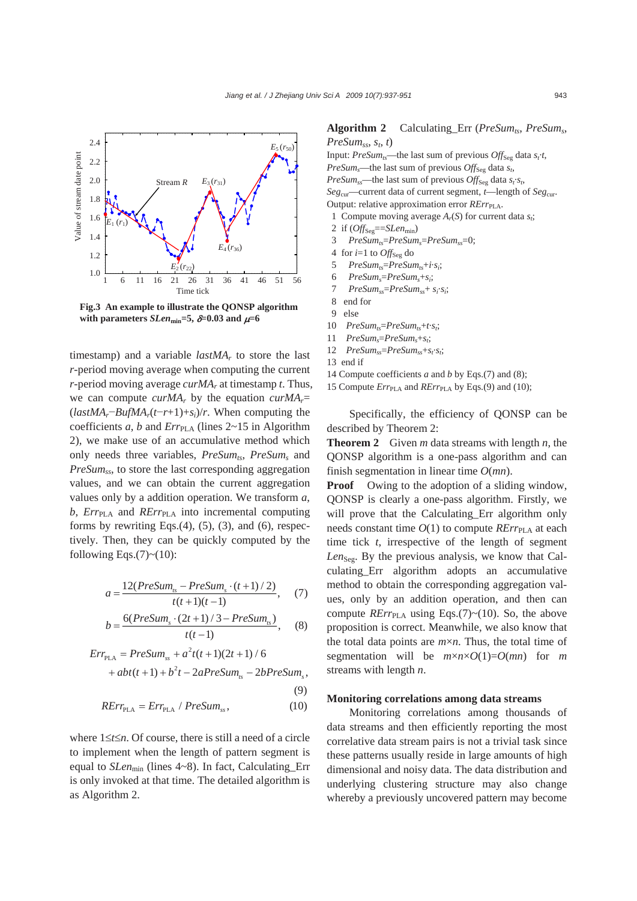Fig.3 An example to illustrate the QONSP algorithm with parameters $SLen_{\min}$=5, $\delta$=0.03 and $\mu$=6

timestamp) and a variable $lastMA_r$ to store the last $r$-period moving average when computing the current $r$-period moving average $curMA_r$ at timestamp $t$. Thus, we can compute $curMA_r$ by the equation $curMA_r=(lastMA_r-BufMA_r(t-r+1)+s_t)/r$. When computing the coefficients $a$, $b$ and $Err_{\text{PLA}}$ (lines 2~15 in Algorithm 2), we make use of an accumulative method which only needs three variables, $PreSum_{ts}$, $PreSum_s$ and $PreSum_{ss}$, to store the last corresponding aggregation values, and we can obtain the current aggregation values only by a addition operation. We transform $a$, $b$, $Err_{\text{PLA}}$ and $RErr_{\text{PLA}}$ into incremental computing forms by rewriting Eqs.(4), (5), (3), and (6), respectively. Then, they can be quickly computed by the following Eqs.(7)~(10):

$$a=\frac{12(PreSum_{ts}-PreSum_s\cdot(t+1)/2)}{t(t+1)(t-1)},\qquad(7)$$

$$b=\frac{6(PreSum_s\cdot(2t+1)/3-PreSum_{ts})}{t(t-1)},\qquad(8)$$

$$Err_{\text{PLA}}=PreSum_{ss}+a^2t(t+1)(2t+1)/6+abt(t+1)+b^2t-2aPreSum_{ts}-2bPreSum_s,\qquad(9)$$

$$RErr_{\text{PLA}}=Err_{\text{PLA}}/PreSum_{ss},\qquad(10)$$

where $1\le t\le n$. Of course, there is still a need of a circle to implement when the length of pattern segment is equal to $SLen_{\min}$ (lines 4~8). In fact, Calculating_Err is only invoked at that time. The detailed algorithm is as Algorithm 2.

**Algorithm 2** Calculating_Err ($PreSum_{ts}$, $PreSum_s$, $PreSum_{ss}$, $s_t$, $t$)

Input: $PreSum_{ts}$—the last sum of previous $Off_{\text{Seg}}$ data $s_t\cdot t$, $PreSum_s$—the last sum of previous $Off_{\text{Seg}}$ data $s_t$, $PreSum_{ss}$—the last sum of previous $Off_{\text{Seg}}$ data $s_t\cdot s_t$, $Seg_{\text{cur}}$—current data of current segment, $t$—length of $Seg_{\text{cur}}$.
Output: relative approximation error $RErr_{\text{PLA}}$.

```
1  Compute moving average A_r(S) for current data s_t;
2  if (Off_Seg==SLen_min)
3    PreSum_ts=PreSum_s=PreSum_ss=0;
4  for i=1 to Off_Seg do
5    PreSum_ts=PreSum_ts+i·s_i;
6    PreSum_s=PreSum_s+s_i;
7    PreSum_ss=PreSum_ss+ s_i·s_i;
8  end for
9  else
10   PreSum_ts=PreSum_ts+t·s_t;
11   PreSum_s=PreSum_s+s_t;
12   PreSum_ss=PreSum_ss+s_t·s_t;
13 end if
14 Compute coefficients a and b by Eqs.(7) and (8);
15 Compute Err_PLA and RErr_PLA by Eqs.(9) and (10);
```

Specifically, the efficiency of QONSP can be described by Theorem 2:

**Theorem 2** Given $m$ data streams with length $n$, the QONSP algorithm is a one-pass algorithm and can finish segmentation in linear time $O(mn)$.

**Proof** Owing to the adoption of a sliding window, QONSP is clearly a one-pass algorithm. Firstly, we will prove that the Calculating_Err algorithm only needs constant time $O(1)$ to compute $RErr_{\text{PLA}}$ at each time tick $t$, irrespective of the length of segment $Len_{\text{Seg}}$. By the previous analysis, we know that Calculating_Err algorithm adopts an accumulative method to obtain the corresponding aggregation values, only by an addition operation, and then can compute $RErr_{\text{PLA}}$ using Eqs.(7)~(10). So, the above proposition is correct. Meanwhile, we also know that the total data points are $m\times n$. Thus, the total time of segmentation will be $m\times n\times O(1)=O(mn)$ for $m$ streams with length $n$.

### Monitoring correlations among data streams

Monitoring correlations among thousands of data streams and then efficiently reporting the most correlative data stream pairs is not a trivial task since these patterns usually reside in large amounts of high dimensional and noisy data. The data distribution and underlying clustering structure may also change whereby a previously uncovered pattern may become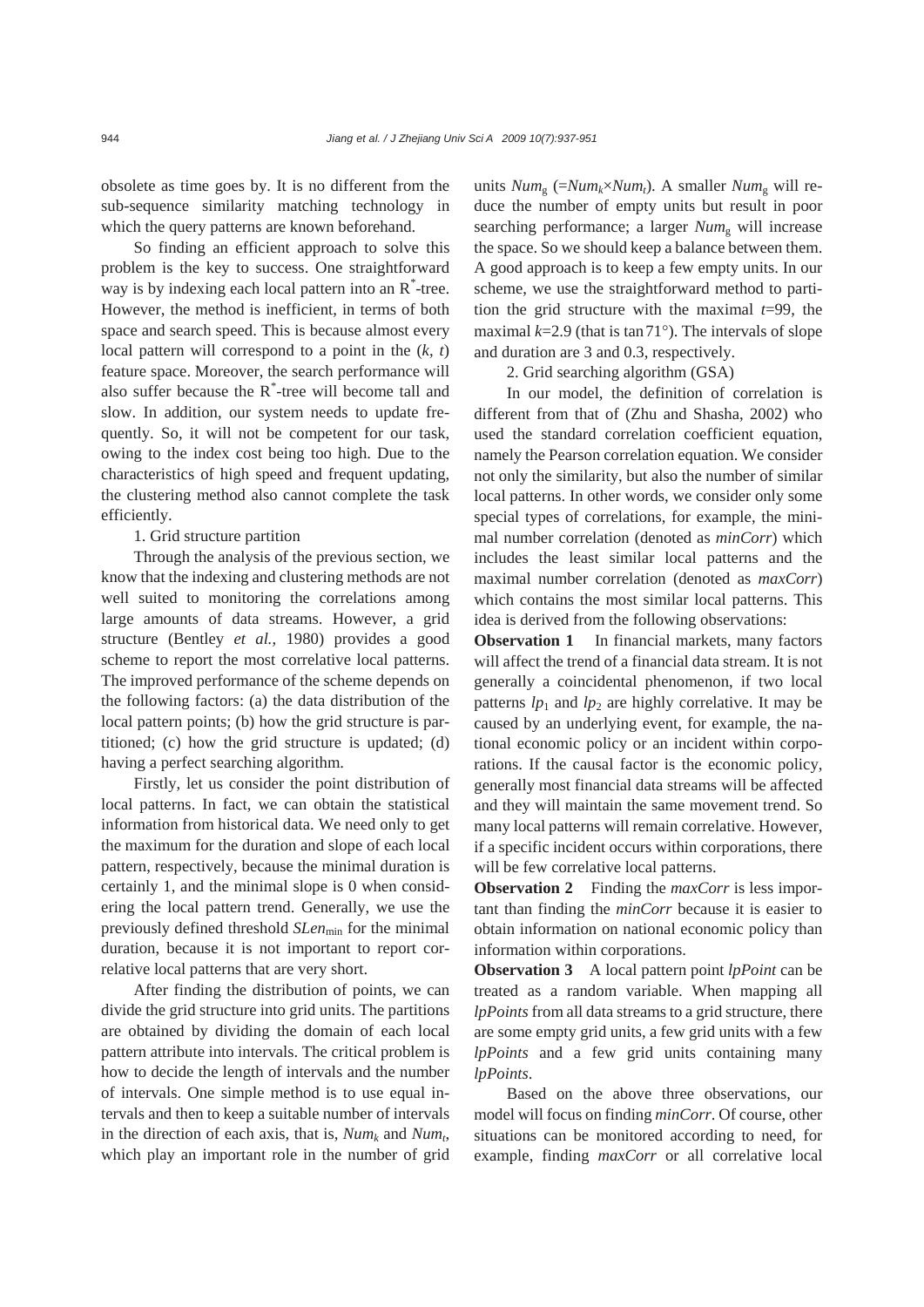obsolete as time goes by. It is no different from the sub-sequence similarity matching technology in which the query patterns are known beforehand.

So finding an efficient approach to solve this problem is the key to success. One straightforward way is by indexing each local pattern into an $R^*$-tree. However, the method is inefficient, in terms of both space and search speed. This is because almost every local pattern will correspond to a point in the ($k$, $t$) feature space. Moreover, the search performance will also suffer because the $R^*$-tree will become tall and slow. In addition, our system needs to update frequently. So, it will not be competent for our task, owing to the index cost being too high. Due to the characteristics of high speed and frequent updating, the clustering method also cannot complete the task efficiently.

1. Grid structure partition

Through the analysis of the previous section, we know that the indexing and clustering methods are not well suited to monitoring the correlations among large amounts of data streams. However, a grid structure (Bentley *et al.*, 1980) provides a good scheme to report the most correlative local patterns. The improved performance of the scheme depends on the following factors: (a) the data distribution of the local pattern points; (b) how the grid structure is partitioned; (c) how the grid structure is updated; (d) having a perfect searching algorithm.

Firstly, let us consider the point distribution of local patterns. In fact, we can obtain the statistical information from historical data. We need only to get the maximum for the duration and slope of each local pattern, respectively, because the minimal duration is certainly 1, and the minimal slope is 0 when considering the local pattern trend. Generally, we use the previously defined threshold $SLen_{\min}$ for the minimal duration, because it is not important to report correlative local patterns that are very short.

After finding the distribution of points, we can divide the grid structure into grid units. The partitions are obtained by dividing the domain of each local pattern attribute into intervals. The critical problem is how to decide the length of intervals and the number of intervals. One simple method is to use equal intervals and then to keep a suitable number of intervals in the direction of each axis, that is, $Num_k$ and $Num_t$, which play an important role in the number of grid units $Num_g$ ($=Num_k \times Num_t$). A smaller $Num_g$ will reduce the number of empty units but result in poor searching performance; a larger $Num_g$ will increase the space. So we should keep a balance between them. A good approach is to keep a few empty units. In our scheme, we use the straightforward method to partition the grid structure with the maximal $t$=99, the maximal $k$=2.9 (that is $\tan 71°$). The intervals of slope and duration are 3 and 0.3, respectively.

2. Grid searching algorithm (GSA)

In our model, the definition of correlation is different from that of (Zhu and Shasha, 2002) who used the standard correlation coefficient equation, namely the Pearson correlation equation. We consider not only the similarity, but also the number of similar local patterns. In other words, we consider only some special types of correlations, for example, the minimal number correlation (denoted as *minCorr*) which includes the least similar local patterns and the maximal number correlation (denoted as *maxCorr*) which contains the most similar local patterns. This idea is derived from the following observations:

**Observation 1** In financial markets, many factors will affect the trend of a financial data stream. It is not generally a coincidental phenomenon, if two local patterns $lp_1$ and $lp_2$ are highly correlative. It may be caused by an underlying event, for example, the national economic policy or an incident within corporations. If the causal factor is the economic policy, generally most financial data streams will be affected and they will maintain the same movement trend. So many local patterns will remain correlative. However, if a specific incident occurs within corporations, there will be few correlative local patterns.

**Observation 2** Finding the *maxCorr* is less important than finding the *minCorr* because it is easier to obtain information on national economic policy than information within corporations.

**Observation 3** A local pattern point *lpPoint* can be treated as a random variable. When mapping all *lpPoints* from all data streams to a grid structure, there are some empty grid units, a few grid units with a few *lpPoints* and a few grid units containing many *lpPoints*.

Based on the above three observations, our model will focus on finding *minCorr*. Of course, other situations can be monitored according to need, for example, finding *maxCorr* or all correlative local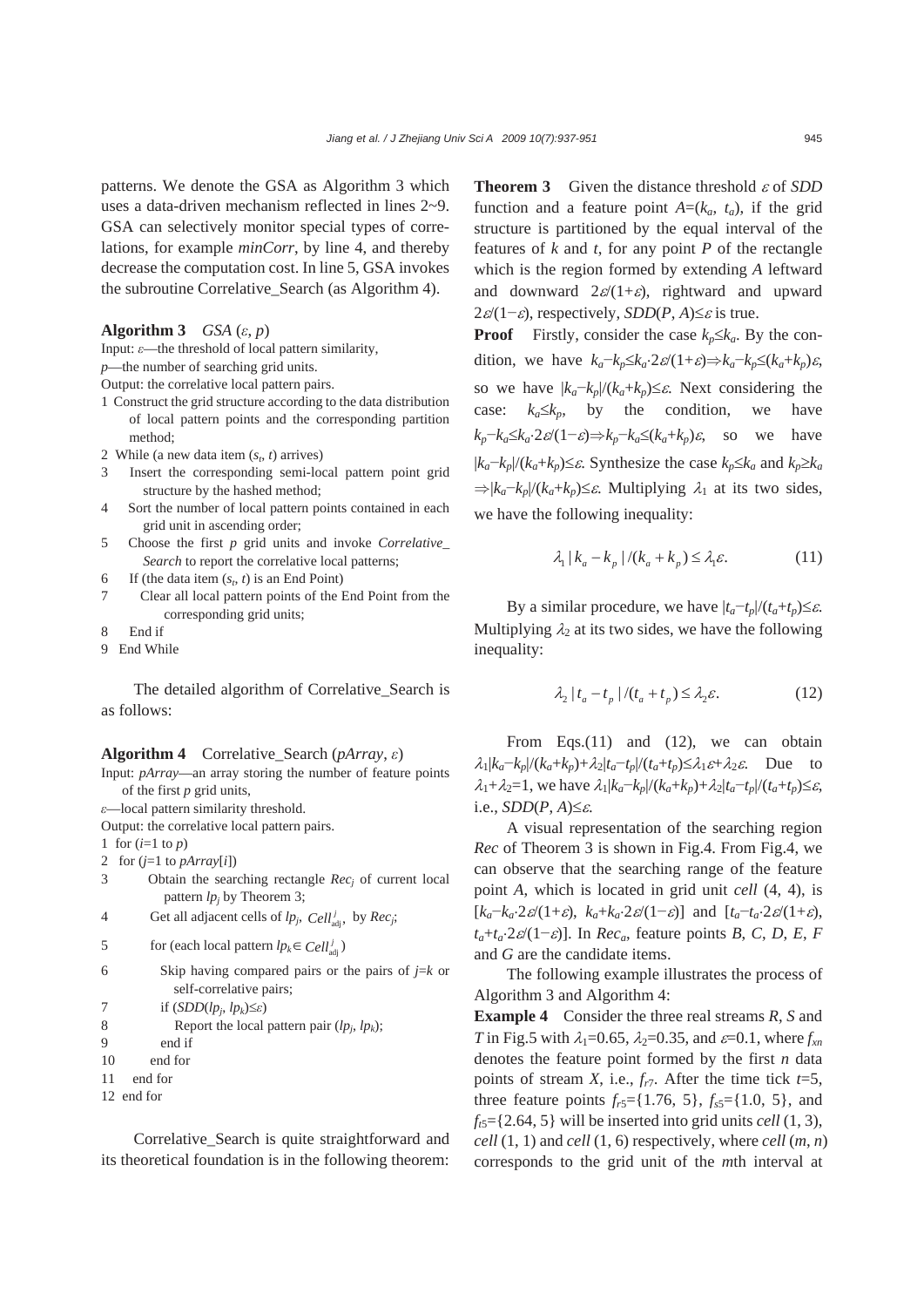patterns. We denote the GSA as Algorithm 3 which uses a data-driven mechanism reflected in lines 2~9. GSA can selectively monitor special types of correlations, for example *minCorr*, by line 4, and thereby decrease the computation cost. In line 5, GSA invokes the subroutine Correlative_Search (as Algorithm 4).

**Algorithm 3** *GSA* ($\varepsilon$, $p$)

Input: $\varepsilon$—the threshold of local pattern similarity,
$p$—the number of searching grid units.
Output: the correlative local pattern pairs.

```
1 Construct the grid structure according to the data distribution
     of local pattern points and the corresponding partition
     method;
2 While (a new data item (s_t, t) arrives)
3    Insert the corresponding semi-local pattern point grid
       structure by the hashed method;
4    Sort the number of local pattern points contained in each
       grid unit in ascending order;
5    Choose the first p grid units and invoke Correlative_
       Search to report the correlative local patterns;
6    If (the data item (s_t, t) is an End Point)
7       Clear all local pattern points of the End Point from the
          corresponding grid units;
8    End if
9 End While
```

The detailed algorithm of Correlative_Search is as follows:

**Algorithm 4** Correlative_Search (*pArray*, $\varepsilon$)

Input: *pArray*—an array storing the number of feature points of the first $p$ grid units,
$\varepsilon$—local pattern similarity threshold.
Output: the correlative local pattern pairs.

```
1 for (i=1 to p)
2   for (j=1 to pArray[i])
3      Obtain the searching rectangle Rec_j of current local
         pattern lp_j by Theorem 3;
4      Get all adjacent cells of lp_j, Cell_adj^j, by Rec_j;
5      for (each local pattern lp_k ∈ Cell_adj^j)
6         Skip having compared pairs or the pairs of j=k or
            self-correlative pairs;
7         if (SDD(lp_j, lp_k)≤ε)
8            Report the local pattern pair (lp_j, lp_k);
9         end if
10     end for
11  end for
12 end for
```

Correlative_Search is quite straightforward and its theoretical foundation is in the following theorem:

**Theorem 3** Given the distance threshold $\varepsilon$ of *SDD* function and a feature point $A=(k_a, t_a)$, if the grid structure is partitioned by the equal interval of the features of $k$ and $t$, for any point $P$ of the rectangle which is the region formed by extending $A$ leftward and downward $2\varepsilon/(1+\varepsilon)$, rightward and upward $2\varepsilon/(1-\varepsilon)$, respectively, $SDD(P, A)\leq\varepsilon$ is true.

**Proof** Firstly, consider the case $k_p\leq k_a$. By the condition, we have $k_a-k_p\leq k_a\cdot 2\varepsilon/(1+\varepsilon)\Rightarrow k_a-k_p\leq(k_a+k_p)\varepsilon$, so we have $|k_a-k_p|/(k_a+k_p)\leq\varepsilon$. Next considering the case: $k_a\leq k_p$, by the condition, we have $k_p-k_a\leq k_a\cdot 2\varepsilon/(1-\varepsilon)\Rightarrow k_p-k_a\leq(k_a+k_p)\varepsilon$, so we have $|k_a-k_p|/(k_a+k_p)\leq\varepsilon$. Synthesize the case $k_p\leq k_a$ and $k_p\geq k_a$ $\Rightarrow|k_a-k_p|/(k_a+k_p)\leq\varepsilon$. Multiplying $\lambda_1$ at its two sides, we have the following inequality:

$$\lambda_1 |k_a - k_p|/(k_a + k_p) \leq \lambda_1\varepsilon. \tag{11}$$

By a similar procedure, we have $|t_a-t_p|/(t_a+t_p)\leq\varepsilon$. Multiplying $\lambda_2$ at its two sides, we have the following inequality:

$$\lambda_2 |t_a - t_p|/(t_a + t_p) \leq \lambda_2\varepsilon. \tag{12}$$

From Eqs.(11) and (12), we can obtain $\lambda_1|k_a-k_p|/(k_a+k_p)+\lambda_2|t_a-t_p|/(t_a+t_p)\leq\lambda_1\varepsilon+\lambda_2\varepsilon$. Due to $\lambda_1+\lambda_2=1$, we have $\lambda_1|k_a-k_p|/(k_a+k_p)+\lambda_2|t_a-t_p|/(t_a+t_p)\leq\varepsilon$, i.e., $SDD(P, A)\leq\varepsilon$.

A visual representation of the searching region *Rec* of Theorem 3 is shown in Fig.4. From Fig.4, we can observe that the searching range of the feature point $A$, which is located in grid unit *cell* (4, 4), is $[k_a-k_a\cdot 2\varepsilon/(1+\varepsilon),\ k_a+k_a\cdot 2\varepsilon/(1-\varepsilon)]$ and $[t_a-t_a\cdot 2\varepsilon/(1+\varepsilon),\ t_a+t_a\cdot 2\varepsilon/(1-\varepsilon)]$. In $Rec_a$, feature points $B$, $C$, $D$, $E$, $F$ and $G$ are the candidate items.

The following example illustrates the process of Algorithm 3 and Algorithm 4:

**Example 4** Consider the three real streams $R$, $S$ and $T$ in Fig.5 with $\lambda_1=0.65$, $\lambda_2=0.35$, and $\varepsilon=0.1$, where $f_{xn}$ denotes the feature point formed by the first $n$ data points of stream $X$, i.e., $f_{r7}$. After the time tick $t=5$, three feature points $f_{r5}=\{1.76, 5\}$, $f_{s5}=\{1.0, 5\}$, and $f_{t5}=\{2.64, 5\}$ will be inserted into grid units *cell* (1, 3), *cell* (1, 1) and *cell* (1, 6) respectively, where *cell* ($m$, $n$) corresponds to the grid unit of the $m$th interval at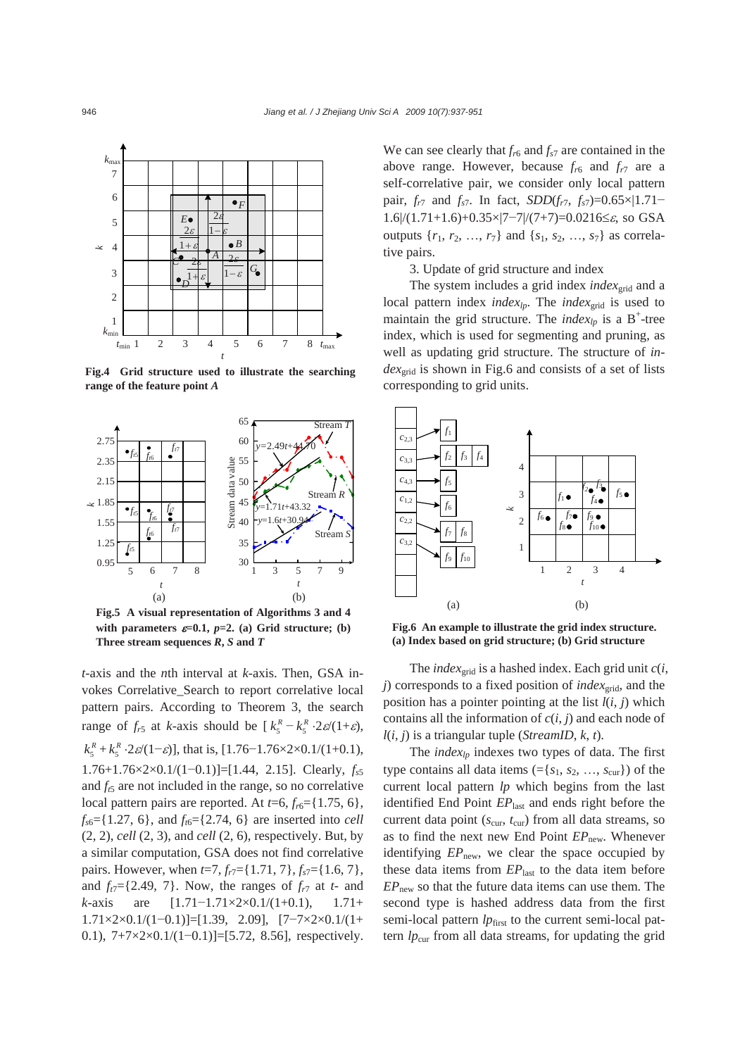$k_{max}$
7
6
5
4
3
2
1
$k_{min}$
$t_{min}$ 1 2 3 4 5 6 7 8 $t_{max}$
$t$
$k$
$E$ $F$ $2\varepsilon$ $2\varepsilon$ $1-\varepsilon$ $1+\varepsilon$ $B$ $A$ $C$ $2\varepsilon$ $2\varepsilon$ $D$ $1+\varepsilon$ $1-\varepsilon$ $G$

**Fig.4 Grid structure used to illustrate the searching range of the feature point $A$**

2.75
2.35
2.15
1.85
1.55
1.25
0.95
5 6 7 8
$t$
$k$
$f_{s5}$ $f_{r6}$ $f_{t7}$ $f_{r5}$ $f_{r6}$ $f_{r7}$ $f_{s6}$ $f_{s7}$ $f_{t5}$
(a)

65
60
55
50
45
40
35
30
1 3 5 7 9
$t$
Stream data value
Stream $T$
$y$=2.49$t$+44.70
Stream $R$
$y$=1.71$t$+43.32
$y$=1.6$t$+30.94
Stream $S$
(b)

**Fig.5 A visual representation of Algorithms 3 and 4 with parameters $\varepsilon$=0.1, $p$=2. (a) Grid structure; (b) Three stream sequences $R$, $S$ and $T$**

$t$-axis and the $n$th interval at $k$-axis. Then, GSA invokes Correlative_Search to report correlative local pattern pairs. According to Theorem 3, the search range of $f_{r5}$ at $k$-axis should be $[k_5^R-k_5^R\cdot 2\varepsilon/(1+\varepsilon)$, $k_5^R+k_5^R\cdot 2\varepsilon/(1-\varepsilon)]$, that is, [1.76−1.76×2×0.1/(1+0.1), 1.76+1.76×2×0.1/(1−0.1)]=[1.44, 2.15]. Clearly, $f_{s5}$ and $f_{t5}$ are not included in the range, so no correlative local pattern pairs are reported. At $t$=6, $f_{r6}$={1.75, 6}, $f_{s6}$={1.27, 6}, and $f_{t6}$={2.74, 6} are inserted into *cell* (2, 2), *cell* (2, 3), and *cell* (2, 6), respectively. But, by a similar computation, GSA does not find correlative pairs. However, when $t$=7, $f_{r7}$={1.71, 7}, $f_{s7}$={1.6, 7}, and $f_{t7}$={2.49, 7}. Now, the ranges of $f_{r7}$ at $t$- and $k$-axis are [1.71−1.71×2×0.1/(1+0.1), 1.71+ 1.71×2×0.1/(1−0.1)]=[1.39, 2.09], [7−7×2×0.1/(1+ 0.1), 7+7×2×0.1/(1−0.1)]=[5.72, 8.56], respectively. We can see clearly that $f_{r6}$ and $f_{s7}$ are contained in the above range. However, because $f_{r6}$ and $f_{r7}$ are a self-correlative pair, we consider only local pattern pair, $f_{r7}$ and $f_{s7}$. In fact, $SDD(f_{r7}, f_{s7})$=0.65×|1.71−1.6|/(1.71+1.6)+0.35×|7−7|/(7+7)=0.0216≤$\varepsilon$, so GSA outputs {$r_1$, $r_2$, …, $r_7$} and {$s_1$, $s_2$, …, $s_7$} as correlative pairs.

3. Update of grid structure and index

The system includes a grid index $index_{grid}$ and a local pattern index $index_{lp}$. The $index_{grid}$ is used to maintain the grid structure. The $index_{lp}$ is a $B^+$-tree index, which is used for segmenting and pruning, as well as updating grid structure. The structure of $index_{grid}$ is shown in Fig.6 and consists of a set of lists corresponding to grid units.

$c_{2,3}$ $c_{3,3}$ $c_{4,3}$ $c_{1,2}$ $c_{2,2}$ $c_{3,2}$
$f_1$ $f_2$ $f_3$ $f_4$ $f_5$ $f_6$ $f_7$ $f_8$ $f_9$ $f_{10}$
(a)

4
3
2
1
1 2 3 4
$t$
$k$
$f_1$ $f_2$ $f_3$ $f_4$ $f_5$ $f_6$ $f_7$ $f_8$ $f_9$ $f_{10}$
(b)

**Fig.6 An example to illustrate the grid index structure. (a) Index based on grid structure; (b) Grid structure**

The $index_{grid}$ is a hashed index. Each grid unit $c(i, j)$ corresponds to a fixed position of $index_{grid}$, and the position has a pointer pointing at the list $l(i, j)$ which contains all the information of $c(i, j)$ and each node of $l(i, j)$ is a triangular tuple ($StreamID$, $k$, $t$).

The $index_{lp}$ indexes two types of data. The first type contains all data items (={$s_1$, $s_2$, …, $s_{cur}$}) of the current local pattern $lp$ which begins from the last identified End Point $EP_{last}$ and ends right before the current data point ($s_{cur}$, $t_{cur}$) from all data streams, so as to find the next new End Point $EP_{new}$. Whenever identifying $EP_{new}$, we clear the space occupied by these data items from $EP_{last}$ to the data item before $EP_{new}$ so that the future data items can use them. The second type is hashed address data from the first semi-local pattern $lp_{first}$ to the current semi-local pattern $lp_{cur}$ from all data streams, for updating the grid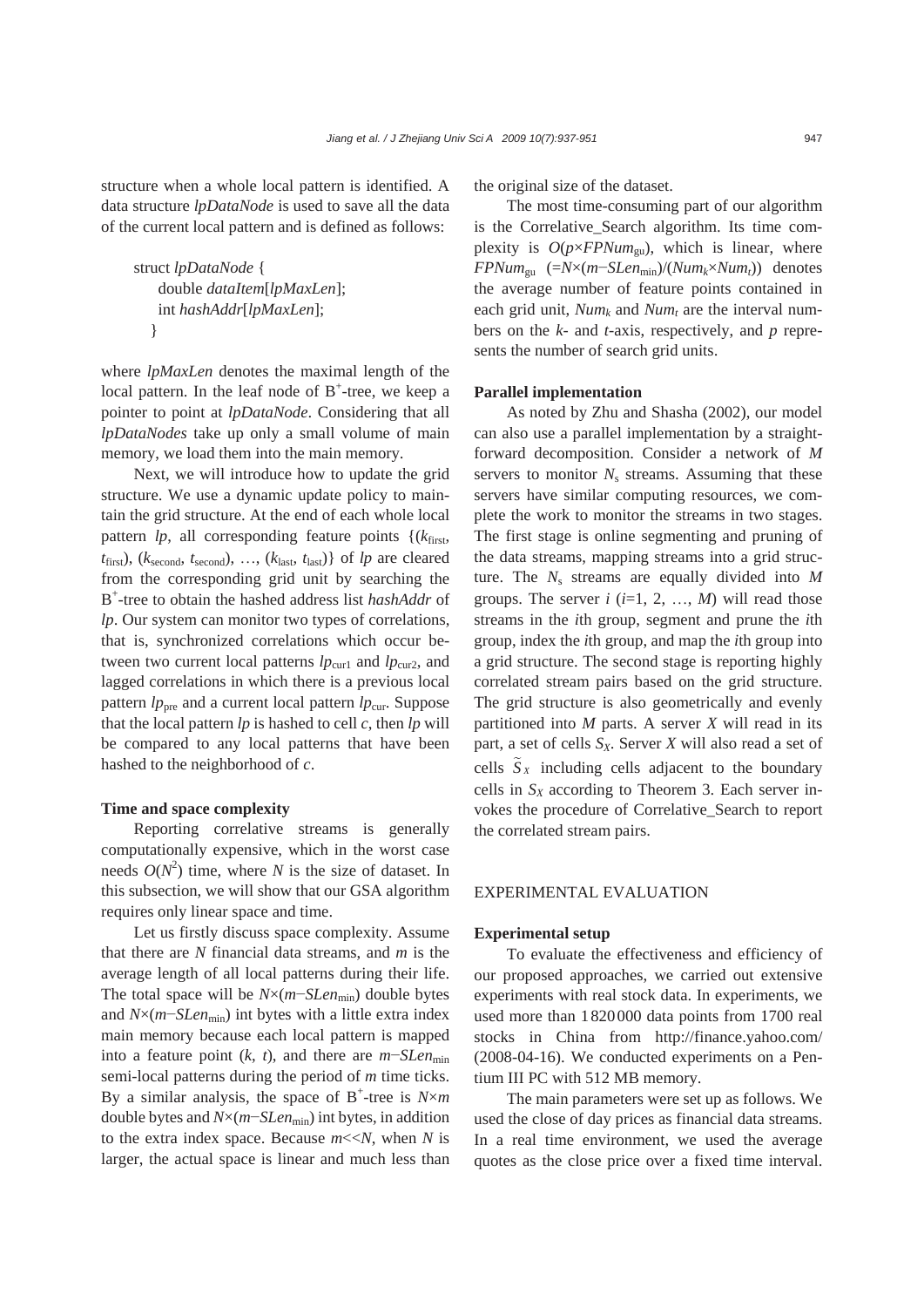structure when a whole local pattern is identified. A data structure *lpDataNode* is used to save all the data of the current local pattern and is defined as follows:

```
struct lpDataNode {
    double dataItem[lpMaxLen];
    int hashAddr[lpMaxLen];
  }
```

where *lpMaxLen* denotes the maximal length of the local pattern. In the leaf node of $B^+$-tree, we keep a pointer to point at *lpDataNode*. Considering that all *lpDataNodes* take up only a small volume of main memory, we load them into the main memory.

Next, we will introduce how to update the grid structure. We use a dynamic update policy to maintain the grid structure. At the end of each whole local pattern *lp*, all corresponding feature points $\{(k_{\text{first}}, t_{\text{first}}), (k_{\text{second}}, t_{\text{second}}), \ldots, (k_{\text{last}}, t_{\text{last}})\}$ of *lp* are cleared from the corresponding grid unit by searching the $B^+$-tree to obtain the hashed address list *hashAddr* of *lp*. Our system can monitor two types of correlations, that is, synchronized correlations which occur between two current local patterns $lp_{\text{cur1}}$ and $lp_{\text{cur2}}$, and lagged correlations in which there is a previous local pattern $lp_{\text{pre}}$ and a current local pattern $lp_{\text{cur}}$. Suppose that the local pattern *lp* is hashed to cell *c*, then *lp* will be compared to any local patterns that have been hashed to the neighborhood of *c*.

### Time and space complexity

Reporting correlative streams is generally computationally expensive, which in the worst case needs $O(N^2)$ time, where *N* is the size of dataset. In this subsection, we will show that our GSA algorithm requires only linear space and time.

Let us firstly discuss space complexity. Assume that there are *N* financial data streams, and *m* is the average length of all local patterns during their life. The total space will be $N\times(m-SLen_{\min})$ double bytes and $N\times(m-SLen_{\min})$ int bytes with a little extra index main memory because each local pattern is mapped into a feature point $(k, t)$, and there are $m-SLen_{\min}$ semi-local patterns during the period of *m* time ticks. By a similar analysis, the space of $B^+$-tree is $N\times m$ double bytes and $N\times(m-SLen_{\min})$ int bytes, in addition to the extra index space. Because $m<<N$, when *N* is larger, the actual space is linear and much less than the original size of the dataset.

The most time-consuming part of our algorithm is the Correlative_Search algorithm. Its time complexity is $O(p\times FPNum_{\text{gu}})$, which is linear, where $FPNum_{\text{gu}}$ $(=N\times(m-SLen_{\min})/(Num_k\times Num_t))$ denotes the average number of feature points contained in each grid unit, $Num_k$ and $Num_t$ are the interval numbers on the *k*- and *t*-axis, respectively, and *p* represents the number of search grid units.

### Parallel implementation

As noted by Zhu and Shasha (2002), our model can also use a parallel implementation by a straightforward decomposition. Consider a network of *M* servers to monitor $N_s$ streams. Assuming that these servers have similar computing resources, we complete the work to monitor the streams in two stages. The first stage is online segmenting and pruning of the data streams, mapping streams into a grid structure. The $N_s$ streams are equally divided into *M* groups. The server *i* ($i$=1, 2, …, *M*) will read those streams in the *i*th group, segment and prune the *i*th group, index the *i*th group, and map the *i*th group into a grid structure. The second stage is reporting highly correlated stream pairs based on the grid structure. The grid structure is also geometrically and evenly partitioned into *M* parts. A server *X* will read in its part, a set of cells $S_X$. Server *X* will also read a set of cells $\tilde{S}_X$ including cells adjacent to the boundary cells in $S_X$ according to Theorem 3. Each server invokes the procedure of Correlative_Search to report the correlated stream pairs.

## EXPERIMENTAL EVALUATION

### Experimental setup

To evaluate the effectiveness and efficiency of our proposed approaches, we carried out extensive experiments with real stock data. In experiments, we used more than 1820000 data points from 1700 real stocks in China from http://finance.yahoo.com/ (2008-04-16). We conducted experiments on a Pentium III PC with 512 MB memory.

The main parameters were set up as follows. We used the close of day prices as financial data streams. In a real time environment, we used the average quotes as the close price over a fixed time interval.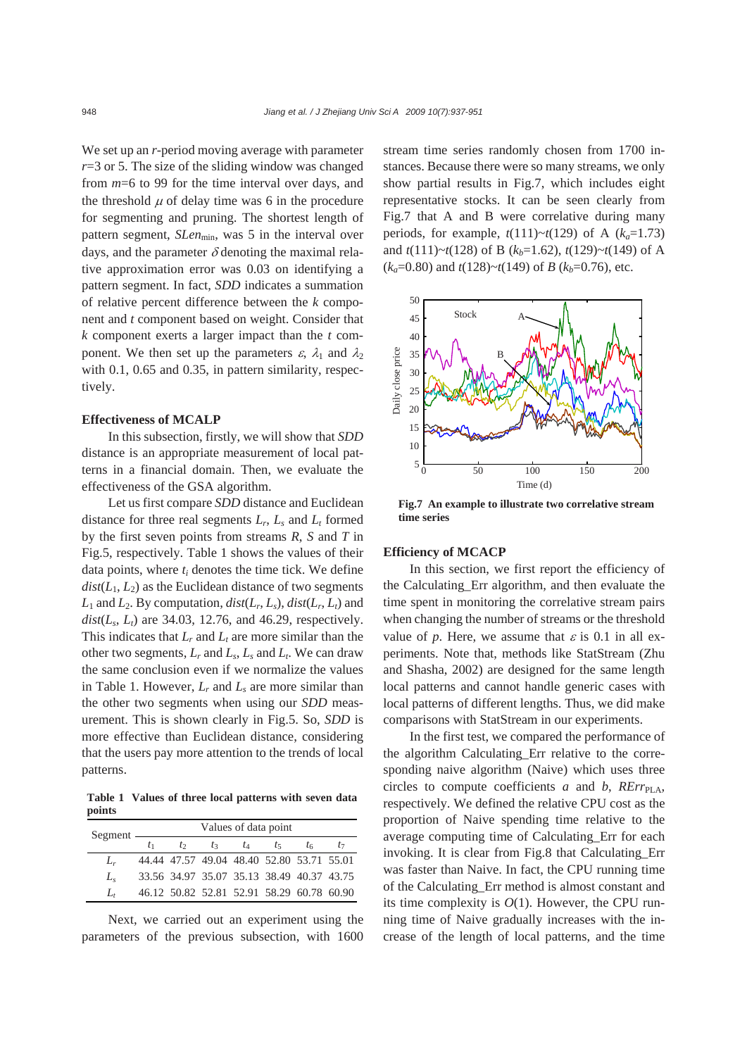We set up an $r$-period moving average with parameter $r$=3 or 5. The size of the sliding window was changed from $m$=6 to 99 for the time interval over days, and the threshold $\mu$ of delay time was 6 in the procedure for segmenting and pruning. The shortest length of pattern segment, $SLen_{min}$, was 5 in the interval over days, and the parameter $\delta$ denoting the maximal relative approximation error was 0.03 on identifying a pattern segment. In fact, *SDD* indicates a summation of relative percent difference between the $k$ component and $t$ component based on weight. Consider that $k$ component exerts a larger impact than the $t$ component. We then set up the parameters $\varepsilon$, $\lambda_1$ and $\lambda_2$ with 0.1, 0.65 and 0.35, in pattern similarity, respectively.

**Effectiveness of MCALP**

In this subsection, firstly, we will show that *SDD* distance is an appropriate measurement of local patterns in a financial domain. Then, we evaluate the effectiveness of the GSA algorithm.

Let us first compare *SDD* distance and Euclidean distance for three real segments $L_r$, $L_s$ and $L_t$ formed by the first seven points from streams $R$, $S$ and $T$ in Fig.5, respectively. Table 1 shows the values of their data points, where $t_i$ denotes the time tick. We define $dist(L_1, L_2)$ as the Euclidean distance of two segments $L_1$ and $L_2$. By computation, $dist(L_r, L_s)$, $dist(L_r, L_t)$ and $dist(L_s, L_t)$ are 34.03, 12.76, and 46.29, respectively. This indicates that $L_r$ and $L_t$ are more similar than the other two segments, $L_r$ and $L_s$, $L_s$ and $L_t$. We can draw the same conclusion even if we normalize the values in Table 1. However, $L_r$ and $L_s$ are more similar than the other two segments when using our *SDD* measurement. This is shown clearly in Fig.5. So, *SDD* is more effective than Euclidean distance, considering that the users pay more attention to the trends of local patterns.

**Table 1 Values of three local patterns with seven data points**

| Segment | Values of data point | | | | | | |
|---|---|---|---|---|---|---|---|
| | $t_1$ | $t_2$ | $t_3$ | $t_4$ | $t_5$ | $t_6$ | $t_7$ |
| $L_r$ | 44.44 | 47.57 | 49.04 | 48.40 | 52.80 | 53.71 | 55.01 |
| $L_s$ | 33.56 | 34.97 | 35.07 | 35.13 | 38.49 | 40.37 | 43.75 |
| $L_t$ | 46.12 | 50.82 | 52.81 | 52.91 | 58.29 | 60.78 | 60.90 |

Next, we carried out an experiment using the parameters of the previous subsection, with 1600 stream time series randomly chosen from 1700 instances. Because there were so many streams, we only show partial results in Fig.7, which includes eight representative stocks. It can be seen clearly from Fig.7 that A and B were correlative during many periods, for example, $t(111)$~$t(129)$ of A ($k_a$=1.73) and $t(111)$~$t(128)$ of B ($k_b$=1.62), $t(129)$~$t(149)$ of A ($k_a$=0.80) and $t(128)$~$t(149)$ of $B$ ($k_b$=0.76), etc.

**Fig.7 An example to illustrate two correlative stream time series**

**Efficiency of MCACP**

In this section, we first report the efficiency of the Calculating_Err algorithm, and then evaluate the time spent in monitoring the correlative stream pairs when changing the number of streams or the threshold value of $p$. Here, we assume that $\varepsilon$ is 0.1 in all experiments. Note that, methods like StatStream (Zhu and Shasha, 2002) are designed for the same length local patterns and cannot handle generic cases with local patterns of different lengths. Thus, we did make comparisons with StatStream in our experiments.

In the first test, we compared the performance of the algorithm Calculating_Err relative to the corresponding naive algorithm (Naive) which uses three circles to compute coefficients $a$ and $b$, $RErr_{PLA}$, respectively. We defined the relative CPU cost as the proportion of Naive spending time relative to the average computing time of Calculating_Err for each invoking. It is clear from Fig.8 that Calculating_Err was faster than Naive. In fact, the CPU running time of the Calculating_Err method is almost constant and its time complexity is $O(1)$. However, the CPU running time of Naive gradually increases with the increase of the length of local patterns, and the time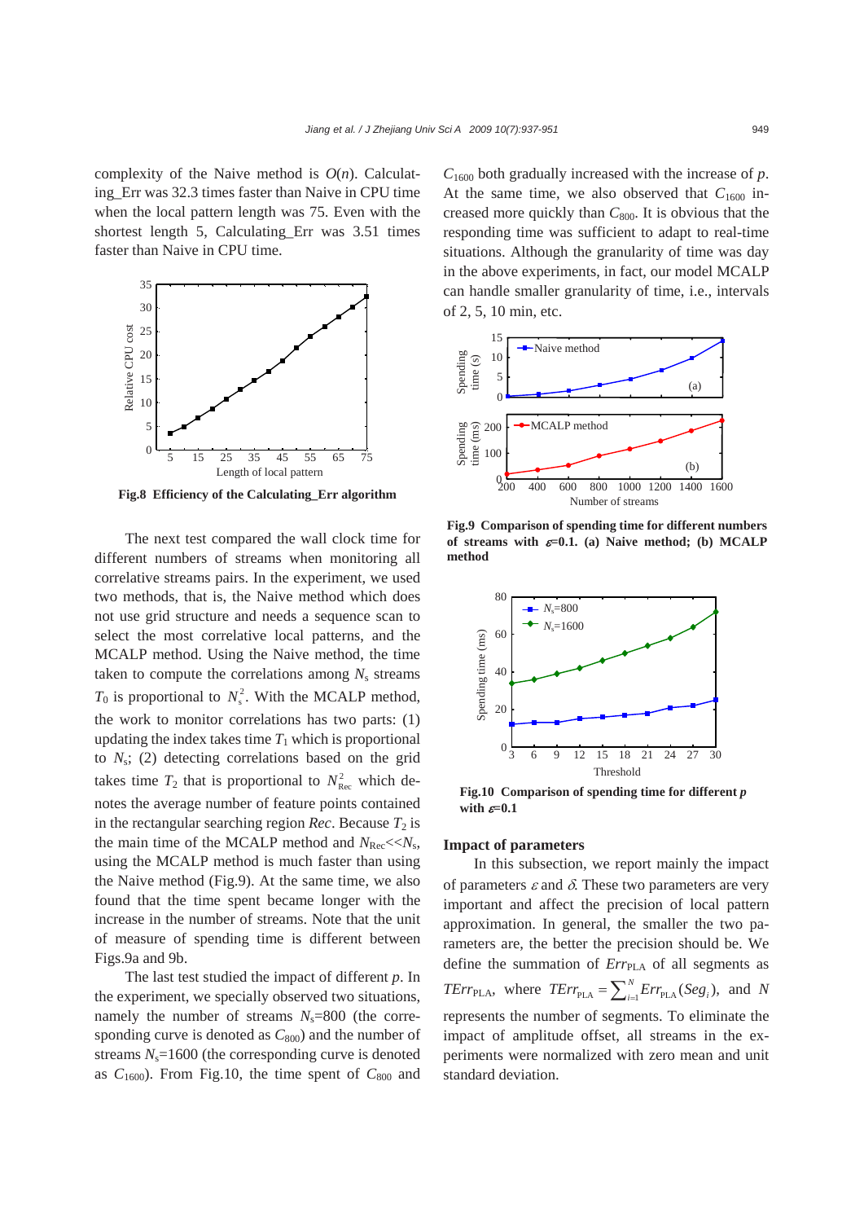complexity of the Naive method is $O(n)$. Calculating_Err was 32.3 times faster than Naive in CPU time when the local pattern length was 75. Even with the shortest length 5, Calculating_Err was 3.51 times faster than Naive in CPU time.

Relative CPU cost
35
30
25
20
15
10
5
0
5 15 25 35 45 55 65 75
Length of local pattern

**Fig.8 Efficiency of the Calculating_Err algorithm**

The next test compared the wall clock time for different numbers of streams when monitoring all correlative streams pairs. In the experiment, we used two methods, that is, the Naive method which does not use grid structure and needs a sequence scan to select the most correlative local patterns, and the MCALP method. Using the Naive method, the time taken to compute the correlations among $N_s$ streams $T_0$ is proportional to $N_s^2$. With the MCALP method, the work to monitor correlations has two parts: (1) updating the index takes time $T_1$ which is proportional to $N_s$; (2) detecting correlations based on the grid takes time $T_2$ that is proportional to $N_{Rec}^2$ which denotes the average number of feature points contained in the rectangular searching region *Rec*. Because $T_2$ is the main time of the MCALP method and $N_{Rec} << N_s$, using the MCALP method is much faster than using the Naive method (Fig.9). At the same time, we also found that the time spent became longer with the increase in the number of streams. Note that the unit of measure of spending time is different between Figs.9a and 9b.

The last test studied the impact of different $p$. In the experiment, we specially observed two situations, namely the number of streams $N_s$=800 (the corresponding curve is denoted as $C_{800}$) and the number of streams $N_s$=1600 (the corresponding curve is denoted as $C_{1600}$). From Fig.10, the time spent of $C_{800}$ and $C_{1600}$ both gradually increased with the increase of $p$. At the same time, we also observed that $C_{1600}$ increased more quickly than $C_{800}$. It is obvious that the responding time was sufficient to adapt to real-time situations. Although the granularity of time was day in the above experiments, in fact, our model MCALP can handle smaller granularity of time, i.e., intervals of 2, 5, 10 min, etc.

Spending time (s)
15
10
5
0
Naive method
(a)

Spending time (ms)
200
100
0
MCALP method
(b)
200 400 600 800 1000 1200 1400 1600
Number of streams

**Fig.9 Comparison of spending time for different numbers of streams with $\varepsilon$=0.1. (a) Naive method; (b) MCALP method**

Spending time (ms)
80
60
40
20
0
$N_s$=800
$N_s$=1600
3 6 9 12 15 18 21 24 27 30
Threshold

**Fig.10 Comparison of spending time for different $p$ with $\varepsilon$=0.1**

### Impact of parameters

In this subsection, we report mainly the impact of parameters $\varepsilon$ and $\delta$. These two parameters are very important and affect the precision of local pattern approximation. In general, the smaller the two parameters are, the better the precision should be. We define the summation of $Err_{PLA}$ of all segments as $TErr_{PLA}$, where $TErr_{PLA}=\sum_{i=1}^{N}Err_{PLA}(Seg_i)$, and $N$ represents the number of segments. To eliminate the impact of amplitude offset, all streams in the experiments were normalized with zero mean and unit standard deviation.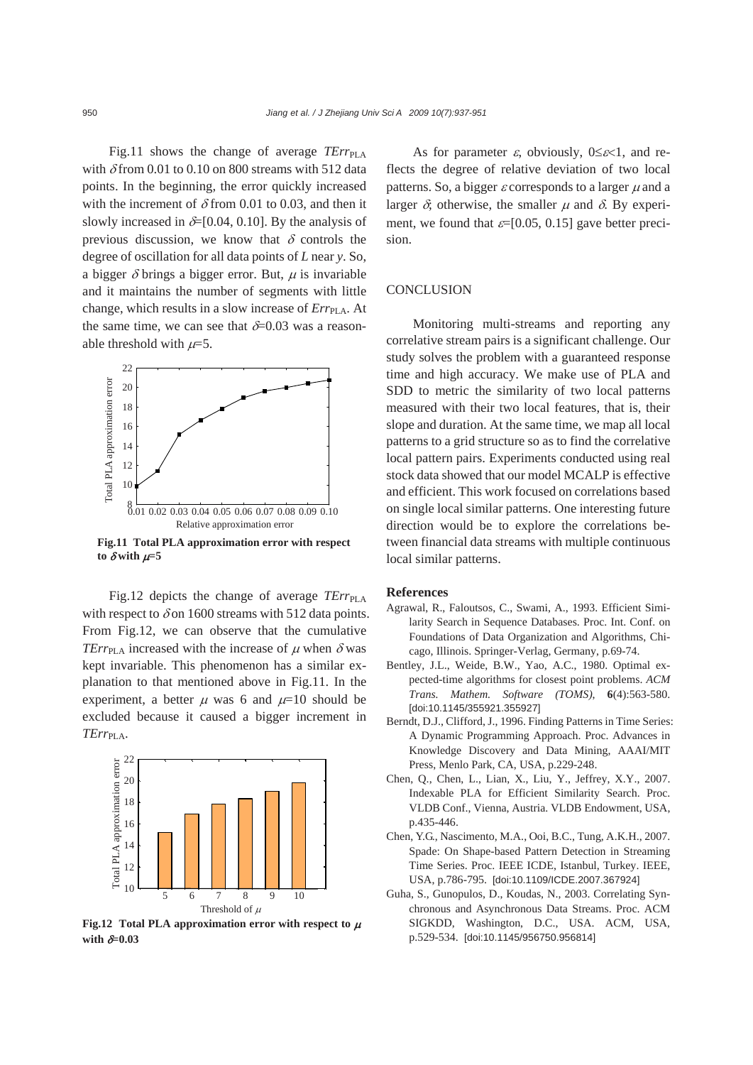Fig.11 shows the change of average $TErr_{PLA}$ with $\delta$ from 0.01 to 0.10 on 800 streams with 512 data points. In the beginning, the error quickly increased with the increment of $\delta$ from 0.01 to 0.03, and then it slowly increased in $\delta$=[0.04, 0.10]. By the analysis of previous discussion, we know that $\delta$ controls the degree of oscillation for all data points of $L$ near $y$. So, a bigger $\delta$ brings a bigger error. But, $\mu$ is invariable and it maintains the number of segments with little change, which results in a slow increase of $Err_{PLA}$. At the same time, we can see that $\delta$=0.03 was a reasonable threshold with $\mu$=5.

Total PLA approximation error
22
20
18
16
14
12
10
8
0.01 0.02 0.03 0.04 0.05 0.06 0.07 0.08 0.09 0.10
Relative approximation error

**Fig.11 Total PLA approximation error with respect to $\delta$ with $\mu$=5**

Fig.12 depicts the change of average $TErr_{PLA}$ with respect to $\delta$ on 1600 streams with 512 data points. From Fig.12, we can observe that the cumulative $TErr_{PLA}$ increased with the increase of $\mu$ when $\delta$ was kept invariable. This phenomenon has a similar explanation to that mentioned above in Fig.11. In the experiment, a better $\mu$ was 6 and $\mu$=10 should be excluded because it caused a bigger increment in $TErr_{PLA}$.

Total PLA approximation error
22
20
18
16
14
12
10
5 6 7 8 9 10
Threshold of $\mu$

**Fig.12 Total PLA approximation error with respect to $\mu$ with $\delta$=0.03**

As for parameter $\varepsilon$, obviously, $0\leq\varepsilon<1$, and reflects the degree of relative deviation of two local patterns. So, a bigger $\varepsilon$ corresponds to a larger $\mu$ and a larger $\delta$; otherwise, the smaller $\mu$ and $\delta$. By experiment, we found that $\varepsilon$=[0.05, 0.15] gave better precision.

## CONCLUSION

Monitoring multi-streams and reporting any correlative stream pairs is a significant challenge. Our study solves the problem with a guaranteed response time and high accuracy. We make use of PLA and SDD to metric the similarity of two local patterns measured with their two local features, that is, their slope and duration. At the same time, we map all local patterns to a grid structure so as to find the correlative local pattern pairs. Experiments conducted using real stock data showed that our model MCALP is effective and efficient. This work focused on correlations based on single local similar patterns. One interesting future direction would be to explore the correlations between financial data streams with multiple continuous local similar patterns.

## References

Agrawal, R., Faloutsos, C., Swami, A., 1993. Efficient Similarity Search in Sequence Databases. Proc. Int. Conf. on Foundations of Data Organization and Algorithms, Chicago, Illinois. Springer-Verlag, Germany, p.69-74.

Bentley, J.L., Weide, B.W., Yao, A.C., 1980. Optimal expected-time algorithms for closest point problems. *ACM Trans. Mathem. Software (TOMS)*, **6**(4):563-580. [doi:10.1145/355921.355927]

Berndt, D.J., Clifford, J., 1996. Finding Patterns in Time Series: A Dynamic Programming Approach. Proc. Advances in Knowledge Discovery and Data Mining, AAAI/MIT Press, Menlo Park, CA, USA, p.229-248.

Chen, Q., Chen, L., Lian, X., Liu, Y., Jeffrey, X.Y., 2007. Indexable PLA for Efficient Similarity Search. Proc. VLDB Conf., Vienna, Austria. VLDB Endowment, USA, p.435-446.

Chen, Y.G., Nascimento, M.A., Ooi, B.C., Tung, A.K.H., 2007. Spade: On Shape-based Pattern Detection in Streaming Time Series. Proc. IEEE ICDE, Istanbul, Turkey. IEEE, USA, p.786-795. [doi:10.1109/ICDE.2007.367924]

Guha, S., Gunopulos, D., Koudas, N., 2003. Correlating Synchronous and Asynchronous Data Streams. Proc. ACM SIGKDD, Washington, D.C., USA. ACM, USA, p.529-534. [doi:10.1145/956750.956814]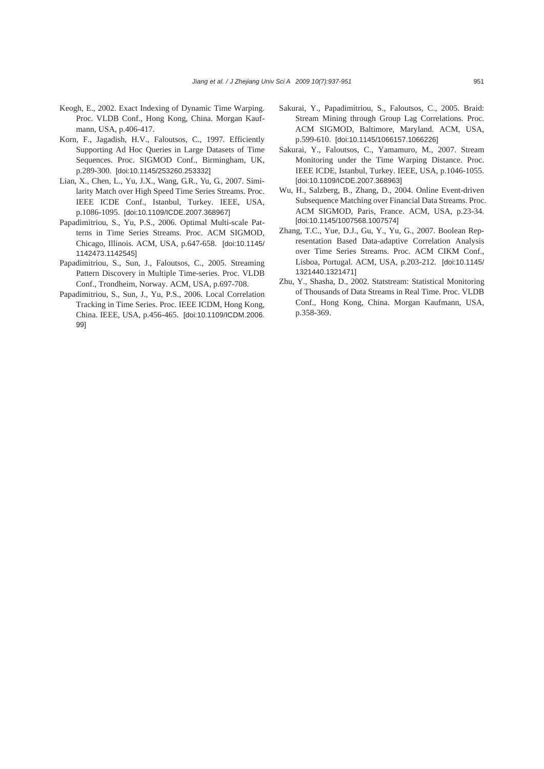Keogh, E., 2002. Exact Indexing of Dynamic Time Warping. Proc. VLDB Conf., Hong Kong, China. Morgan Kaufmann, USA, p.406-417.

Korn, F., Jagadish, H.V., Faloutsos, C., 1997. Efficiently Supporting Ad Hoc Queries in Large Datasets of Time Sequences. Proc. SIGMOD Conf., Birmingham, UK, p.289-300. [doi:10.1145/253260.253332]

Lian, X., Chen, L., Yu, J.X., Wang, G.R., Yu, G., 2007. Similarity Match over High Speed Time Series Streams. Proc. IEEE ICDE Conf., Istanbul, Turkey. IEEE, USA, p.1086-1095. [doi:10.1109/ICDE.2007.368967]

Papadimitriou, S., Yu, P.S., 2006. Optimal Multi-scale Patterns in Time Series Streams. Proc. ACM SIGMOD, Chicago, Illinois. ACM, USA, p.647-658. [doi:10.1145/1142473.1142545]

Papadimitriou, S., Sun, J., Faloutsos, C., 2005. Streaming Pattern Discovery in Multiple Time-series. Proc. VLDB Conf., Trondheim, Norway. ACM, USA, p.697-708.

Papadimitriou, S., Sun, J., Yu, P.S., 2006. Local Correlation Tracking in Time Series. Proc. IEEE ICDM, Hong Kong, China. IEEE, USA, p.456-465. [doi:10.1109/ICDM.2006.99]

Sakurai, Y., Papadimitriou, S., Faloutsos, C., 2005. Braid: Stream Mining through Group Lag Correlations. Proc. ACM SIGMOD, Baltimore, Maryland. ACM, USA, p.599-610. [doi:10.1145/1066157.1066226]

Sakurai, Y., Faloutsos, C., Yamamuro, M., 2007. Stream Monitoring under the Time Warping Distance. Proc. IEEE ICDE, Istanbul, Turkey. IEEE, USA, p.1046-1055. [doi:10.1109/ICDE.2007.368963]

Wu, H., Salzberg, B., Zhang, D., 2004. Online Event-driven Subsequence Matching over Financial Data Streams. Proc. ACM SIGMOD, Paris, France. ACM, USA, p.23-34. [doi:10.1145/1007568.1007574]

Zhang, T.C., Yue, D.J., Gu, Y., Yu, G., 2007. Boolean Representation Based Data-adaptive Correlation Analysis over Time Series Streams. Proc. ACM CIKM Conf., Lisboa, Portugal. ACM, USA, p.203-212. [doi:10.1145/1321440.1321471]

Zhu, Y., Shasha, D., 2002. Statstream: Statistical Monitoring of Thousands of Data Streams in Real Time. Proc. VLDB Conf., Hong Kong, China. Morgan Kaufmann, USA, p.358-369.